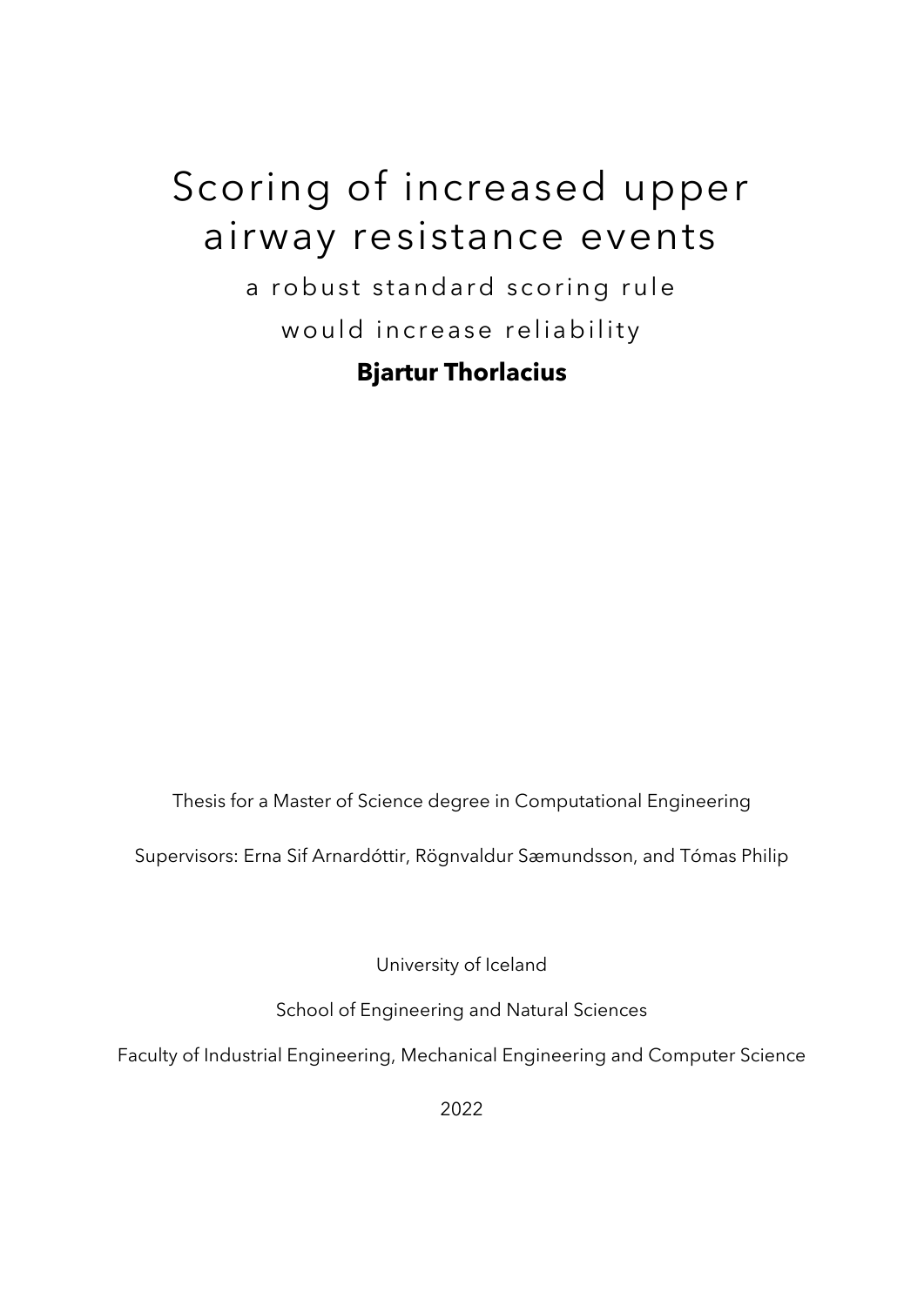# Scoring of increased upper airway resistance events

a robust standard scoring rule would increase reliability

**Bjartur Thorlacius**

Thesis for a Master of Science degree in Computational Engineering

Supervisors: Erna Sif Arnardóttir, Rögnvaldur Sæmundsson, and Tómas Philip

University of Iceland

School of Engineering and Natural Sciences

Faculty of Industrial Engineering, Mechanical Engineering and Computer Science

2022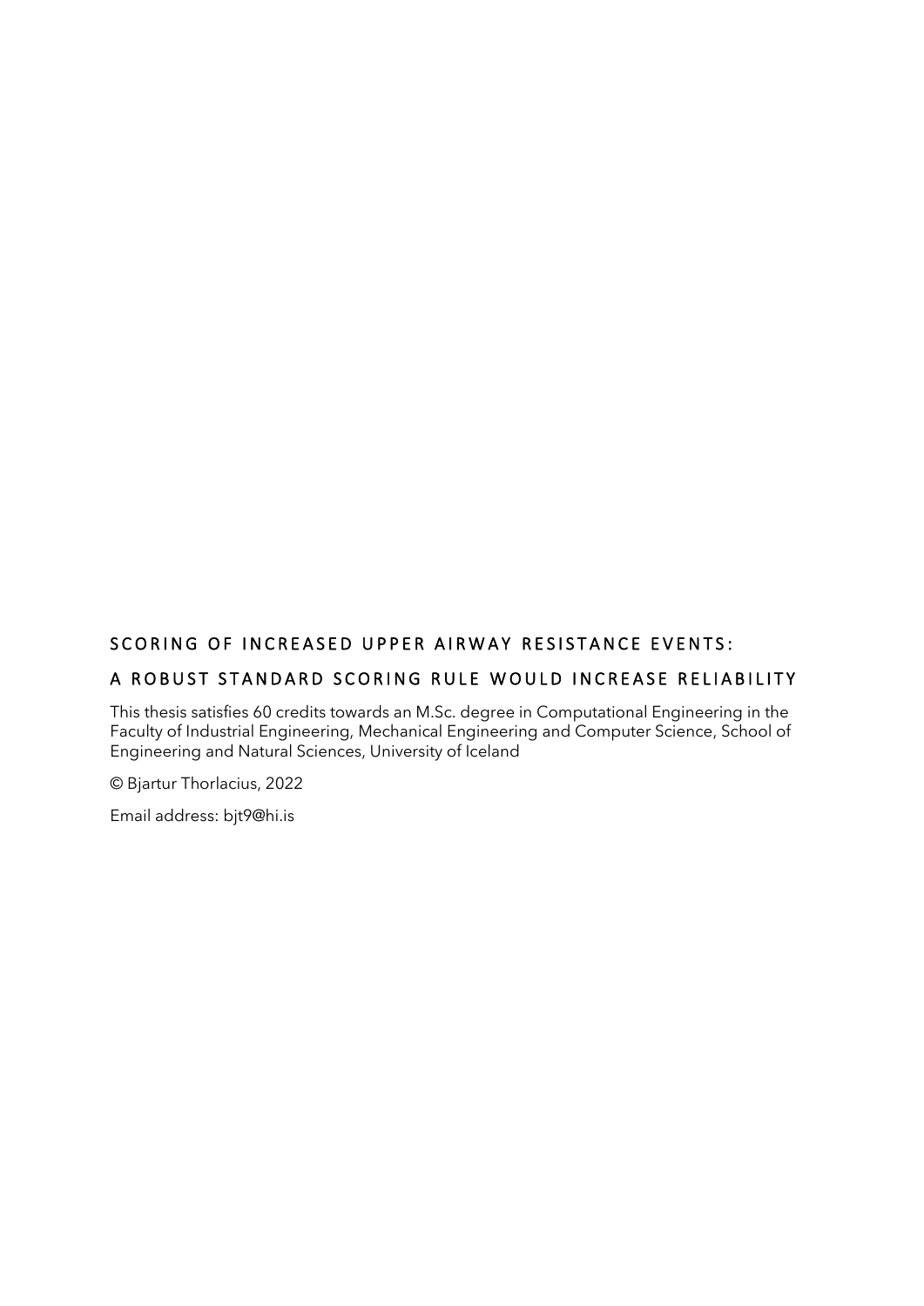SCORING OF INCREASED UPPER AIRWAY RESISTANCE EVENTS:

A ROBUST STANDARD SCORING RULE WOULD INCREASE RELIABILITY

This thesis satisfies 60 credits towards an M.Sc. degree in Computational Engineering in the Faculty of Industrial Engineering, Mechanical Engineering and Computer Science, School of Engineering and Natural Sciences, University of Iceland

© Bjartur Thorlacius, 2022

Email address: bjt9@hi.is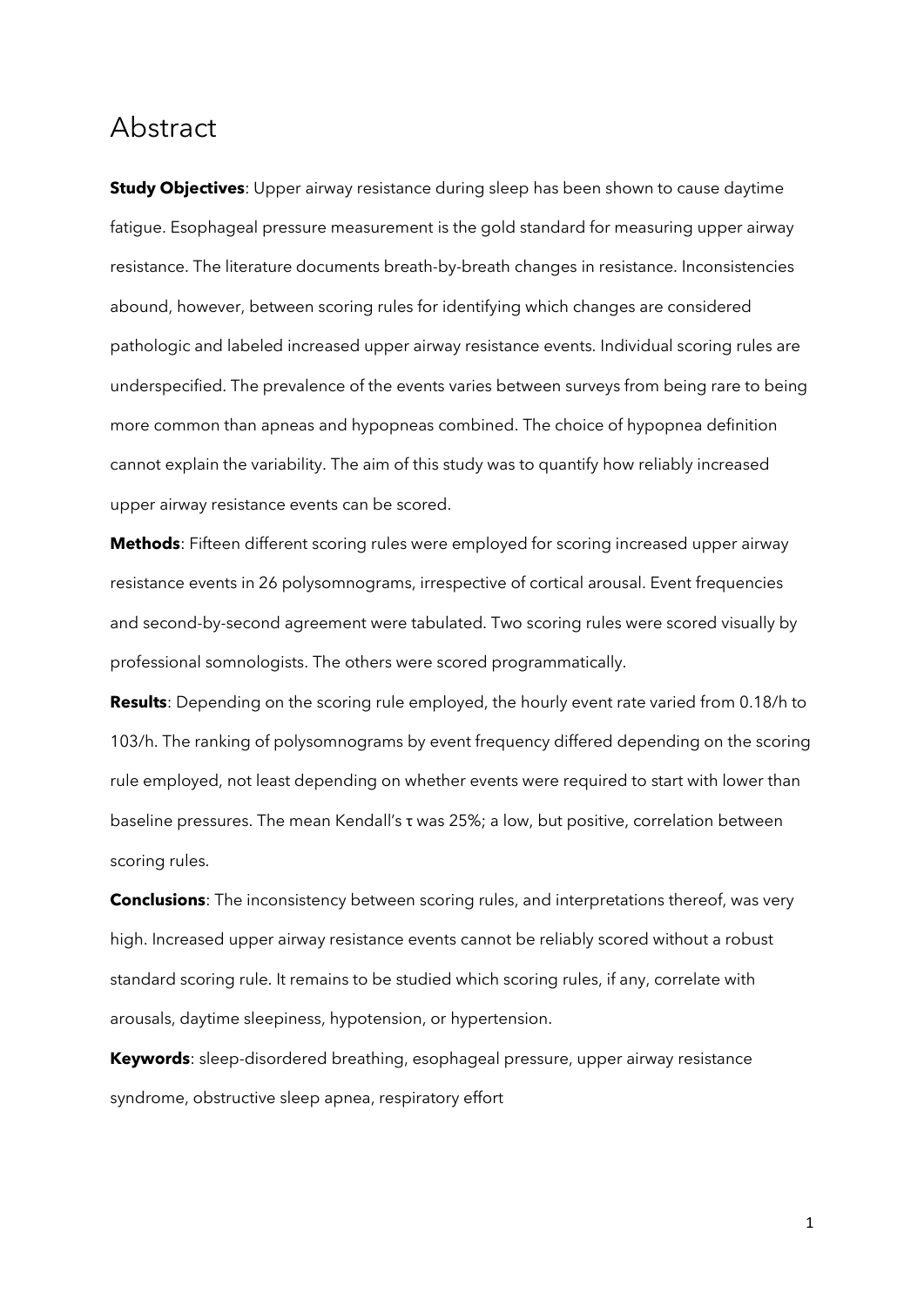# Abstract

**Study Objectives**: Upper airway resistance during sleep has been shown to cause daytime fatigue. Esophageal pressure measurement is the gold standard for measuring upper airway resistance. The literature documents breath-by-breath changes in resistance. Inconsistencies abound, however, between scoring rules for identifying which changes are considered pathologic and labeled increased upper airway resistance events. Individual scoring rules are underspecified. The prevalence of the events varies between surveys from being rare to being more common than apneas and hypopneas combined. The choice of hypopnea definition cannot explain the variability. The aim of this study was to quantify how reliably increased upper airway resistance events can be scored.

**Methods**: Fifteen different scoring rules were employed for scoring increased upper airway resistance events in 26 polysomnograms, irrespective of cortical arousal. Event frequencies and second-by-second agreement were tabulated. Two scoring rules were scored visually by professional somnologists. The others were scored programmatically.

**Results**: Depending on the scoring rule employed, the hourly event rate varied from 0.18/h to 103/h. The ranking of polysomnograms by event frequency differed depending on the scoring rule employed, not least depending on whether events were required to start with lower than baseline pressures. The mean Kendall's $\tau$ was 25%; a low, but positive, correlation between scoring rules.

**Conclusions**: The inconsistency between scoring rules, and interpretations thereof, was very high. Increased upper airway resistance events cannot be reliably scored without a robust standard scoring rule. It remains to be studied which scoring rules, if any, correlate with arousals, daytime sleepiness, hypotension, or hypertension.

**Keywords**: sleep-disordered breathing, esophageal pressure, upper airway resistance syndrome, obstructive sleep apnea, respiratory effort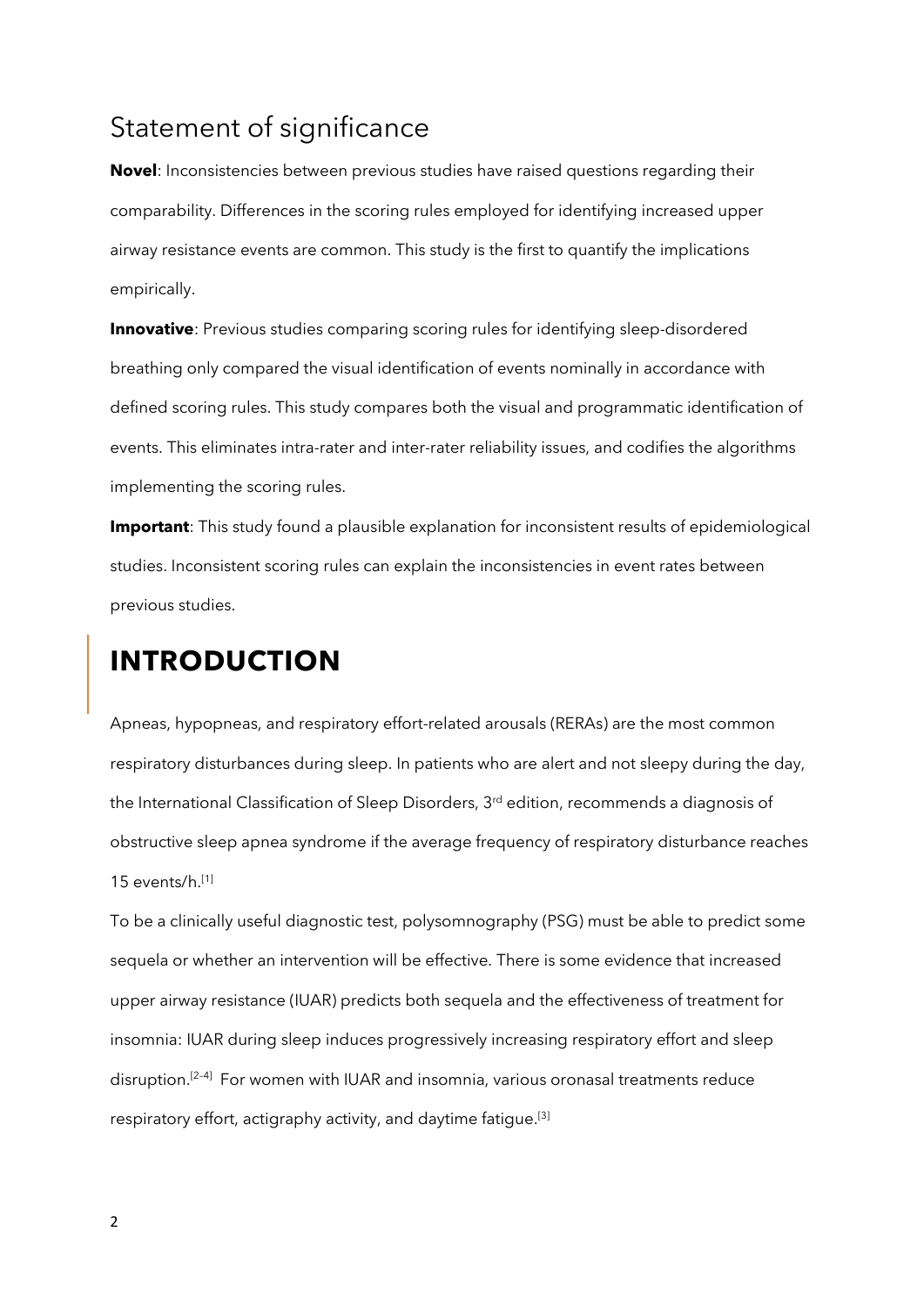## Statement of significance

**Novel**: Inconsistencies between previous studies have raised questions regarding their comparability. Differences in the scoring rules employed for identifying increased upper airway resistance events are common. This study is the first to quantify the implications empirically.

**Innovative**: Previous studies comparing scoring rules for identifying sleep-disordered breathing only compared the visual identification of events nominally in accordance with defined scoring rules. This study compares both the visual and programmatic identification of events. This eliminates intra-rater and inter-rater reliability issues, and codifies the algorithms implementing the scoring rules.

**Important**: This study found a plausible explanation for inconsistent results of epidemiological studies. Inconsistent scoring rules can explain the inconsistencies in event rates between previous studies.

# INTRODUCTION

Apneas, hypopneas, and respiratory effort-related arousals (RERAs) are the most common respiratory disturbances during sleep. In patients who are alert and not sleepy during the day, the International Classification of Sleep Disorders, 3rd edition, recommends a diagnosis of obstructive sleep apnea syndrome if the average frequency of respiratory disturbance reaches 15 events/h.[1]

To be a clinically useful diagnostic test, polysomnography (PSG) must be able to predict some sequela or whether an intervention will be effective. There is some evidence that increased upper airway resistance (IUAR) predicts both sequela and the effectiveness of treatment for insomnia: IUAR during sleep induces progressively increasing respiratory effort and sleep disruption.[2-4] For women with IUAR and insomnia, various oronasal treatments reduce respiratory effort, actigraphy activity, and daytime fatigue.[3]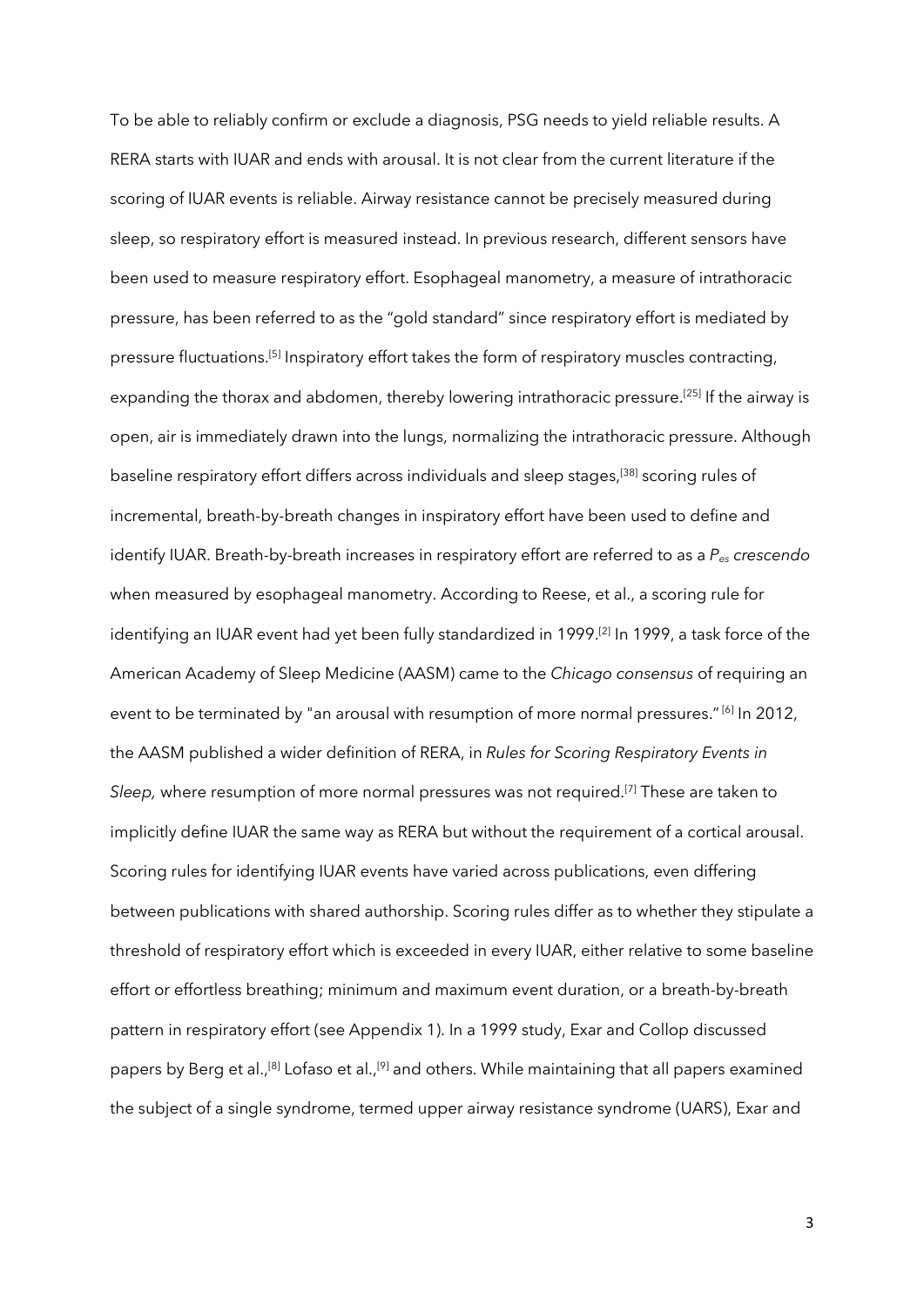To be able to reliably confirm or exclude a diagnosis, PSG needs to yield reliable results. A RERA starts with IUAR and ends with arousal. It is not clear from the current literature if the scoring of IUAR events is reliable. Airway resistance cannot be precisely measured during sleep, so respiratory effort is measured instead. In previous research, different sensors have been used to measure respiratory effort. Esophageal manometry, a measure of intrathoracic pressure, has been referred to as the "gold standard" since respiratory effort is mediated by pressure fluctuations.[5] Inspiratory effort takes the form of respiratory muscles contracting, expanding the thorax and abdomen, thereby lowering intrathoracic pressure.[25] If the airway is open, air is immediately drawn into the lungs, normalizing the intrathoracic pressure. Although baseline respiratory effort differs across individuals and sleep stages,[38] scoring rules of incremental, breath-by-breath changes in inspiratory effort have been used to define and identify IUAR. Breath-by-breath increases in respiratory effort are referred to as a *$P_{es}$ crescendo* when measured by esophageal manometry. According to Reese, et al., a scoring rule for identifying an IUAR event had yet been fully standardized in 1999.[2] In 1999, a task force of the American Academy of Sleep Medicine (AASM) came to the *Chicago consensus* of requiring an event to be terminated by "an arousal with resumption of more normal pressures."[6] In 2012, the AASM published a wider definition of RERA, in *Rules for Scoring Respiratory Events in Sleep,* where resumption of more normal pressures was not required.[7] These are taken to implicitly define IUAR the same way as RERA but without the requirement of a cortical arousal. Scoring rules for identifying IUAR events have varied across publications, even differing between publications with shared authorship. Scoring rules differ as to whether they stipulate a threshold of respiratory effort which is exceeded in every IUAR, either relative to some baseline effort or effortless breathing; minimum and maximum event duration, or a breath-by-breath pattern in respiratory effort (see Appendix 1). In a 1999 study, Exar and Collop discussed papers by Berg et al.,[8] Lofaso et al.,[9] and others. While maintaining that all papers examined the subject of a single syndrome, termed upper airway resistance syndrome (UARS), Exar and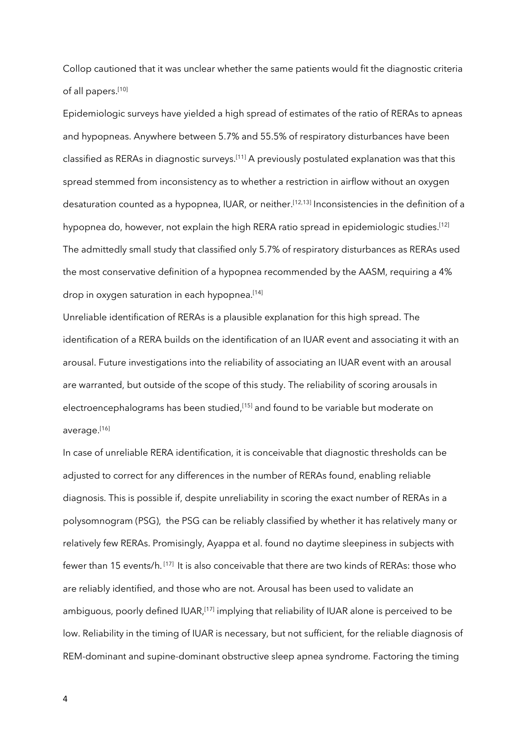Collop cautioned that it was unclear whether the same patients would fit the diagnostic criteria of all papers.[10]

Epidemiologic surveys have yielded a high spread of estimates of the ratio of RERAs to apneas and hypopneas. Anywhere between 5.7% and 55.5% of respiratory disturbances have been classified as RERAs in diagnostic surveys.[11] A previously postulated explanation was that this spread stemmed from inconsistency as to whether a restriction in airflow without an oxygen desaturation counted as a hypopnea, IUAR, or neither.[12,13] Inconsistencies in the definition of a hypopnea do, however, not explain the high RERA ratio spread in epidemiologic studies.[12] The admittedly small study that classified only 5.7% of respiratory disturbances as RERAs used the most conservative definition of a hypopnea recommended by the AASM, requiring a 4% drop in oxygen saturation in each hypopnea.[14]

Unreliable identification of RERAs is a plausible explanation for this high spread. The identification of a RERA builds on the identification of an IUAR event and associating it with an arousal. Future investigations into the reliability of associating an IUAR event with an arousal are warranted, but outside of the scope of this study. The reliability of scoring arousals in electroencephalograms has been studied,[15] and found to be variable but moderate on average.[16]

In case of unreliable RERA identification, it is conceivable that diagnostic thresholds can be adjusted to correct for any differences in the number of RERAs found, enabling reliable diagnosis. This is possible if, despite unreliability in scoring the exact number of RERAs in a polysomnogram (PSG), the PSG can be reliably classified by whether it has relatively many or relatively few RERAs. Promisingly, Ayappa et al. found no daytime sleepiness in subjects with fewer than 15 events/h.[17] It is also conceivable that there are two kinds of RERAs: those who are reliably identified, and those who are not. Arousal has been used to validate an ambiguous, poorly defined IUAR,[17] implying that reliability of IUAR alone is perceived to be low. Reliability in the timing of IUAR is necessary, but not sufficient, for the reliable diagnosis of REM-dominant and supine-dominant obstructive sleep apnea syndrome. Factoring the timing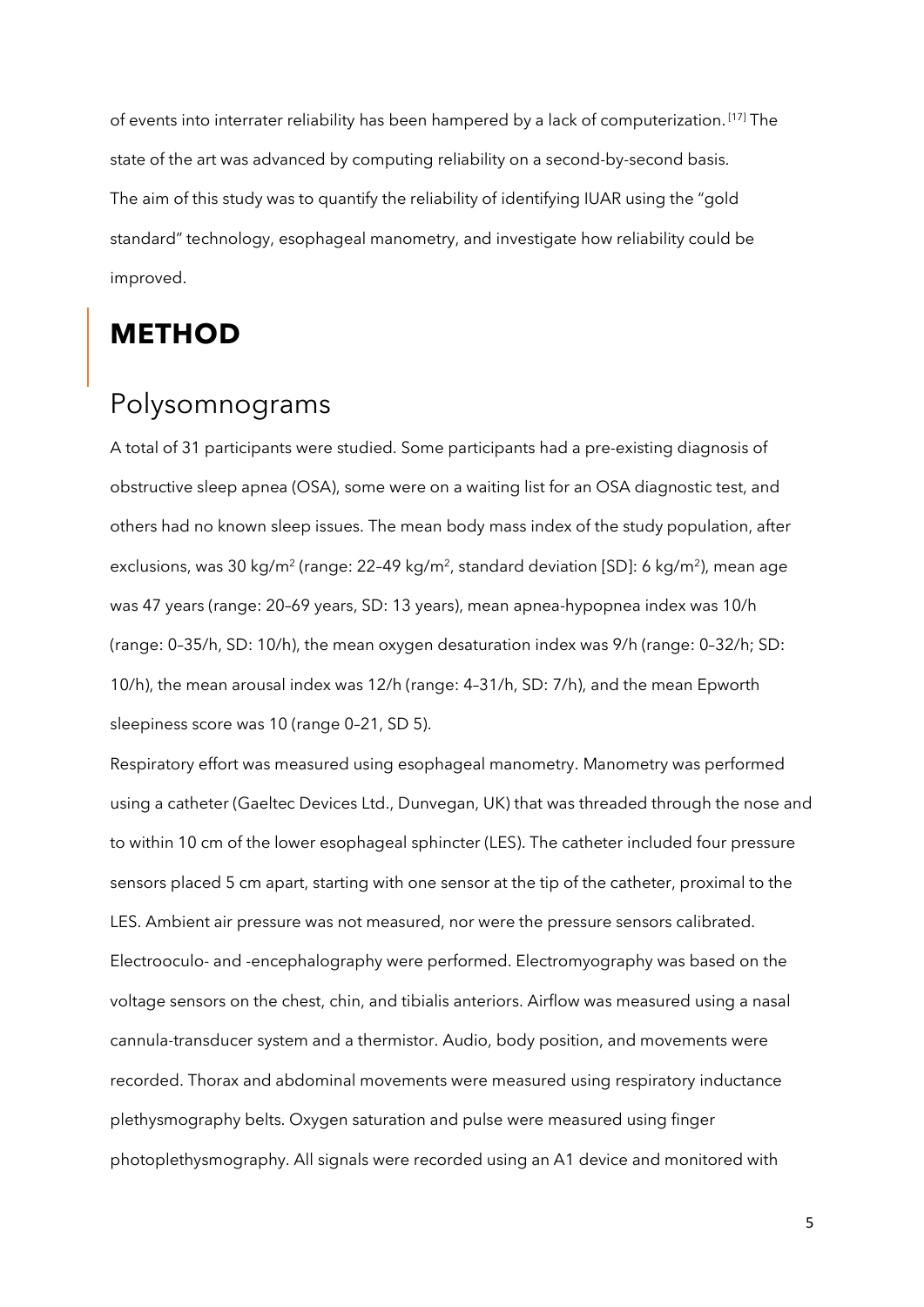of events into interrater reliability has been hampered by a lack of computerization.[17] The state of the art was advanced by computing reliability on a second-by-second basis. The aim of this study was to quantify the reliability of identifying IUAR using the "gold standard" technology, esophageal manometry, and investigate how reliability could be improved.

# METHOD

## Polysomnograms

A total of 31 participants were studied. Some participants had a pre-existing diagnosis of obstructive sleep apnea (OSA), some were on a waiting list for an OSA diagnostic test, and others had no known sleep issues. The mean body mass index of the study population, after exclusions, was 30 kg/m$^2$ (range: 22–49 kg/m$^2$, standard deviation [SD]: 6 kg/m$^2$), mean age was 47 years (range: 20–69 years, SD: 13 years), mean apnea-hypopnea index was 10/h (range: 0–35/h, SD: 10/h), the mean oxygen desaturation index was 9/h (range: 0–32/h; SD: 10/h), the mean arousal index was 12/h (range: 4–31/h, SD: 7/h), and the mean Epworth sleepiness score was 10 (range 0–21, SD 5).

Respiratory effort was measured using esophageal manometry. Manometry was performed using a catheter (Gaeltec Devices Ltd., Dunvegan, UK) that was threaded through the nose and to within 10 cm of the lower esophageal sphincter (LES). The catheter included four pressure sensors placed 5 cm apart, starting with one sensor at the tip of the catheter, proximal to the LES. Ambient air pressure was not measured, nor were the pressure sensors calibrated. Electrooculo- and -encephalography were performed. Electromyography was based on the voltage sensors on the chest, chin, and tibialis anteriors. Airflow was measured using a nasal cannula-transducer system and a thermistor. Audio, body position, and movements were recorded. Thorax and abdominal movements were measured using respiratory inductance plethysmography belts. Oxygen saturation and pulse were measured using finger photoplethysmography. All signals were recorded using an A1 device and monitored with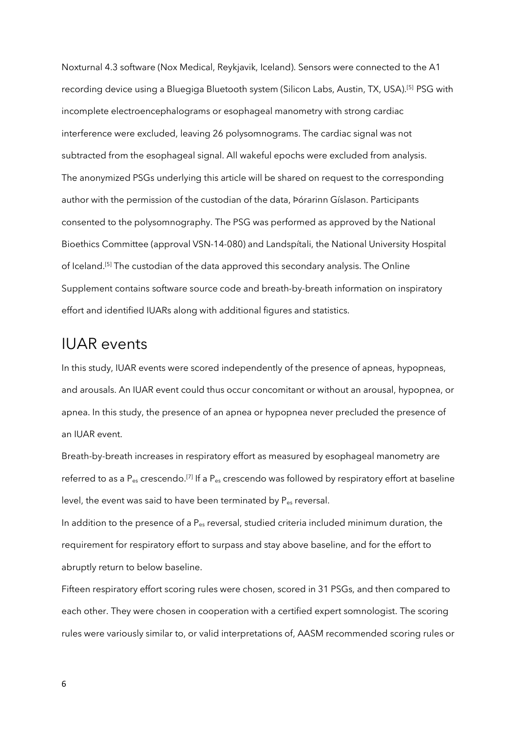Noxturnal 4.3 software (Nox Medical, Reykjavik, Iceland). Sensors were connected to the A1 recording device using a Bluegiga Bluetooth system (Silicon Labs, Austin, TX, USA).[5] PSG with incomplete electroencephalograms or esophageal manometry with strong cardiac interference were excluded, leaving 26 polysomnograms. The cardiac signal was not subtracted from the esophageal signal. All wakeful epochs were excluded from analysis. The anonymized PSGs underlying this article will be shared on request to the corresponding author with the permission of the custodian of the data, Þórarinn Gíslason. Participants consented to the polysomnography. The PSG was performed as approved by the National Bioethics Committee (approval VSN-14-080) and Landspítali, the National University Hospital of Iceland.[5] The custodian of the data approved this secondary analysis. The Online Supplement contains software source code and breath-by-breath information on inspiratory effort and identified IUARs along with additional figures and statistics.

## IUAR events

In this study, IUAR events were scored independently of the presence of apneas, hypopneas, and arousals. An IUAR event could thus occur concomitant or without an arousal, hypopnea, or apnea. In this study, the presence of an apnea or hypopnea never precluded the presence of an IUAR event.

Breath-by-breath increases in respiratory effort as measured by esophageal manometry are referred to as a $P_{es}$ crescendo.[7] If a $P_{es}$ crescendo was followed by respiratory effort at baseline level, the event was said to have been terminated by $P_{es}$ reversal.

In addition to the presence of a $P_{es}$ reversal, studied criteria included minimum duration, the requirement for respiratory effort to surpass and stay above baseline, and for the effort to abruptly return to below baseline.

Fifteen respiratory effort scoring rules were chosen, scored in 31 PSGs, and then compared to each other. They were chosen in cooperation with a certified expert somnologist. The scoring rules were variously similar to, or valid interpretations of, AASM recommended scoring rules or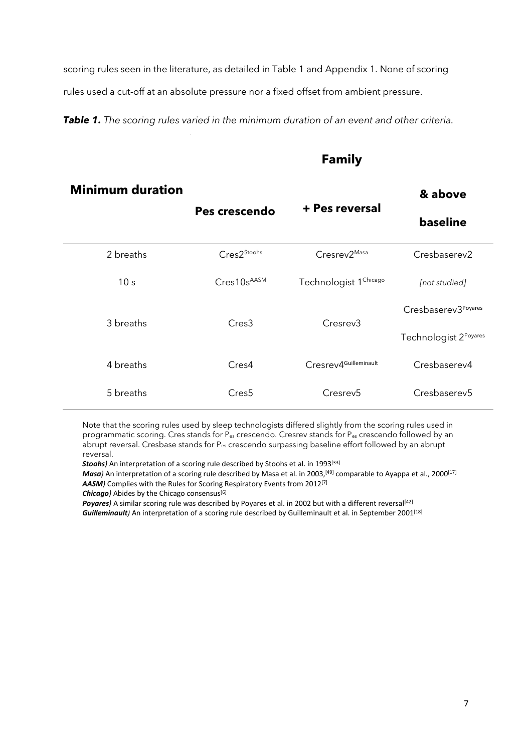scoring rules seen in the literature, as detailed in Table 1 and Appendix 1. None of scoring rules used a cut-off at an absolute pressure nor a fixed offset from ambient pressure.

***Table 1.*** *The scoring rules varied in the minimum duration of an event and other criteria.*

| **Minimum duration** | **Family** | | |
|---|---|---|---|
| | **Pes crescendo** | **+ Pes reversal** | **& above baseline** |
| 2 breaths | Cres2[Stoohs] | Cresrev2[Masa] | Cresbaserev2 |
| 10 s | Cres10s[AASM] | Technologist 1[Chicago] | *[not studied]* |
| 3 breaths | Cres3 | Cresrev3 | Cresbaserev3[Poyares]<br>Technologist 2[Poyares] |
| 4 breaths | Cres4 | Cresrev4[Guilleminault] | Cresbaserev4 |
| 5 breaths | Cres5 | Cresrev5 | Cresbaserev5 |

Note that the scoring rules used by sleep technologists differed slightly from the scoring rules used in programmatic scoring. Cres stands for $P_{es}$ crescendo. Cresrev stands for $P_{es}$ crescendo followed by an abrupt reversal. Cresbase stands for $P_{es}$ crescendo surpassing baseline effort followed by an abrupt reversal.

***Stoohs)*** An interpretation of a scoring rule described by Stoohs et al. in 1993[33]

***Masa)*** An interpretation of a scoring rule described by Masa et al. in 2003,[49] comparable to Ayappa et al., 2000[17]

***AASM)*** Complies with the Rules for Scoring Respiratory Events from 2012[7]

***Chicago)*** Abides by the Chicago consensus[6]

***Poyares)*** A similar scoring rule was described by Poyares et al. in 2002 but with a different reversal[42]

***Guilleminault)*** An interpretation of a scoring rule described by Guilleminault et al. in September 2001[18]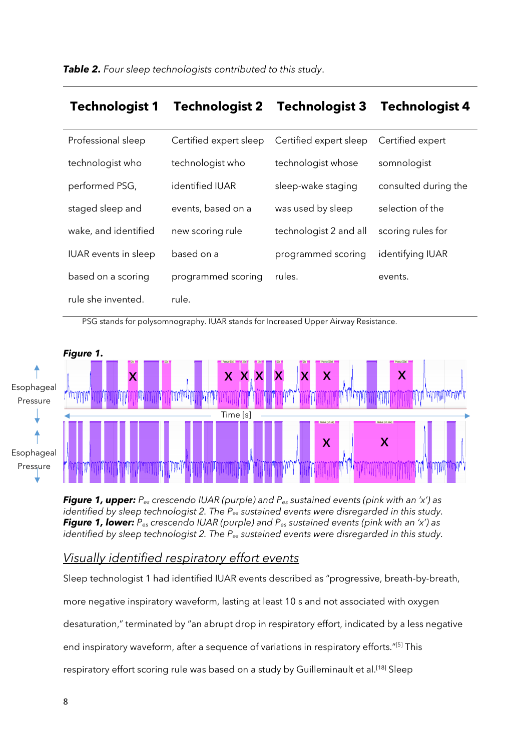***Table 2.*** *Four sleep technologists contributed to this study.*

| Technologist 1 | Technologist 2 | Technologist 3 | Technologist 4 |
|---|---|---|---|
| Professional sleep technologist who performed PSG, staged sleep and wake, and identified IUAR events in sleep based on a scoring rule she invented. | Certified expert sleep technologist who identified IUAR events, based on a new scoring rule based on a programmed scoring rule. | Certified expert sleep technologist whose sleep-wake staging was used by sleep technologist 2 and all programmed scoring rules. | Certified expert somnologist consulted during the selection of the scoring rules for identifying IUAR events. |

PSG stands for polysomnography. IUAR stands for Increased Upper Airway Resistance.

***Figure 1.***

***Figure 1, upper:*** *$P_{es}$ crescendo IUAR (purple) and $P_{es}$ sustained events (pink with an 'x') as identified by sleep technologist 2. The $P_{es}$ sustained events were disregarded in this study.*
***Figure 1, lower:*** *$P_{es}$ crescendo IUAR (purple) and $P_{es}$ sustained events (pink with an 'x') as identified by sleep technologist 2. The $P_{es}$ sustained events were disregarded in this study.*

## *Visually identified respiratory effort events*

Sleep technologist 1 had identified IUAR events described as "progressive, breath-by-breath, more negative inspiratory waveform, lasting at least 10 s and not associated with oxygen desaturation," terminated by "an abrupt drop in respiratory effort, indicated by a less negative end inspiratory waveform, after a sequence of variations in respiratory efforts."[5] This respiratory effort scoring rule was based on a study by Guilleminault et al.[18] Sleep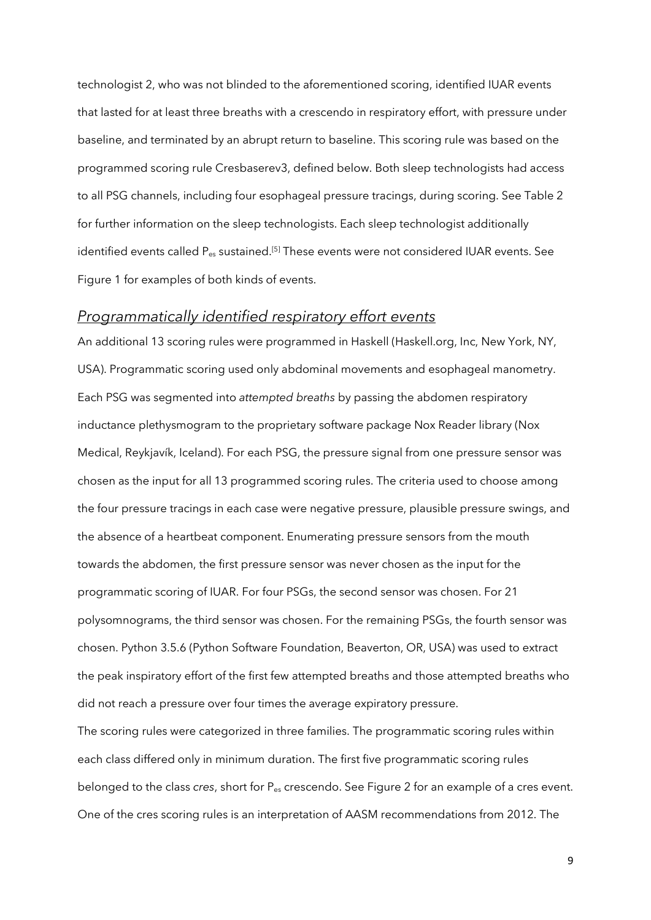technologist 2, who was not blinded to the aforementioned scoring, identified IUAR events that lasted for at least three breaths with a crescendo in respiratory effort, with pressure under baseline, and terminated by an abrupt return to baseline. This scoring rule was based on the programmed scoring rule Cresbaserev3, defined below. Both sleep technologists had access to all PSG channels, including four esophageal pressure tracings, during scoring. See Table 2 for further information on the sleep technologists. Each sleep technologist additionally identified events called $P_{es}$ sustained.[5] These events were not considered IUAR events. See Figure 1 for examples of both kinds of events.

## *Programmatically identified respiratory effort events*

An additional 13 scoring rules were programmed in Haskell (Haskell.org, Inc, New York, NY, USA). Programmatic scoring used only abdominal movements and esophageal manometry. Each PSG was segmented into *attempted breaths* by passing the abdomen respiratory inductance plethysmogram to the proprietary software package Nox Reader library (Nox Medical, Reykjavík, Iceland). For each PSG, the pressure signal from one pressure sensor was chosen as the input for all 13 programmed scoring rules. The criteria used to choose among the four pressure tracings in each case were negative pressure, plausible pressure swings, and the absence of a heartbeat component. Enumerating pressure sensors from the mouth towards the abdomen, the first pressure sensor was never chosen as the input for the programmatic scoring of IUAR. For four PSGs, the second sensor was chosen. For 21 polysomnograms, the third sensor was chosen. For the remaining PSGs, the fourth sensor was chosen. Python 3.5.6 (Python Software Foundation, Beaverton, OR, USA) was used to extract the peak inspiratory effort of the first few attempted breaths and those attempted breaths who did not reach a pressure over four times the average expiratory pressure.

The scoring rules were categorized in three families. The programmatic scoring rules within each class differed only in minimum duration. The first five programmatic scoring rules belonged to the class *cres*, short for $P_{es}$ crescendo. See Figure 2 for an example of a cres event. One of the cres scoring rules is an interpretation of AASM recommendations from 2012. The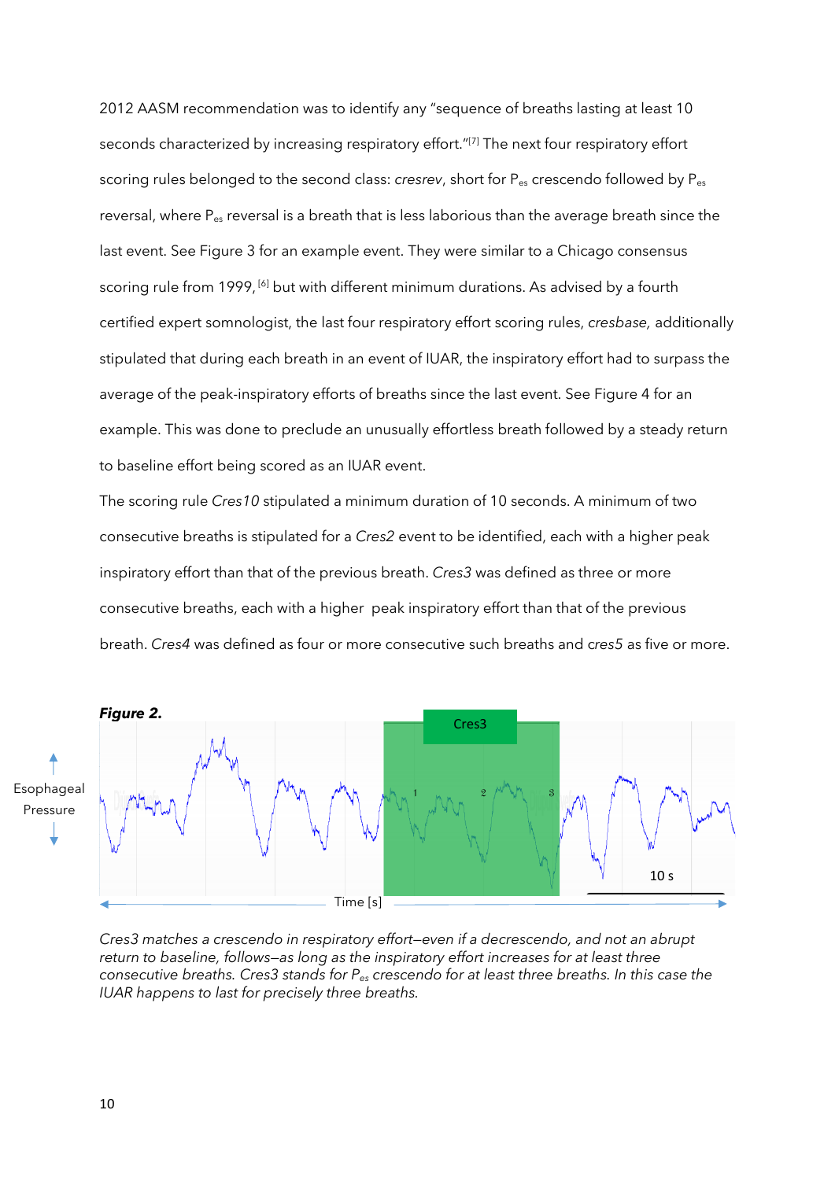2012 AASM recommendation was to identify any "sequence of breaths lasting at least 10 seconds characterized by increasing respiratory effort."[7] The next four respiratory effort scoring rules belonged to the second class: *cresrev*, short for $P_{es}$ crescendo followed by $P_{es}$ reversal, where $P_{es}$ reversal is a breath that is less laborious than the average breath since the last event. See Figure 3 for an example event. They were similar to a Chicago consensus scoring rule from 1999, [6] but with different minimum durations. As advised by a fourth certified expert somnologist, the last four respiratory effort scoring rules, *cresbase,* additionally stipulated that during each breath in an event of IUAR, the inspiratory effort had to surpass the average of the peak-inspiratory efforts of breaths since the last event. See Figure 4 for an example. This was done to preclude an unusually effortless breath followed by a steady return to baseline effort being scored as an IUAR event.

The scoring rule *Cres10* stipulated a minimum duration of 10 seconds. A minimum of two consecutive breaths is stipulated for a *Cres2* event to be identified, each with a higher peak inspiratory effort than that of the previous breath. *Cres3* was defined as three or more consecutive breaths, each with a higher peak inspiratory effort than that of the previous breath. *Cres4* was defined as four or more consecutive such breaths and *cres5* as five or more.

***Figure 2.***

*Cres3 matches a crescendo in respiratory effort—even if a decrescendo, and not an abrupt return to baseline, follows—as long as the inspiratory effort increases for at least three consecutive breaths. Cres3 stands for $P_{es}$ crescendo for at least three breaths. In this case the IUAR happens to last for precisely three breaths.*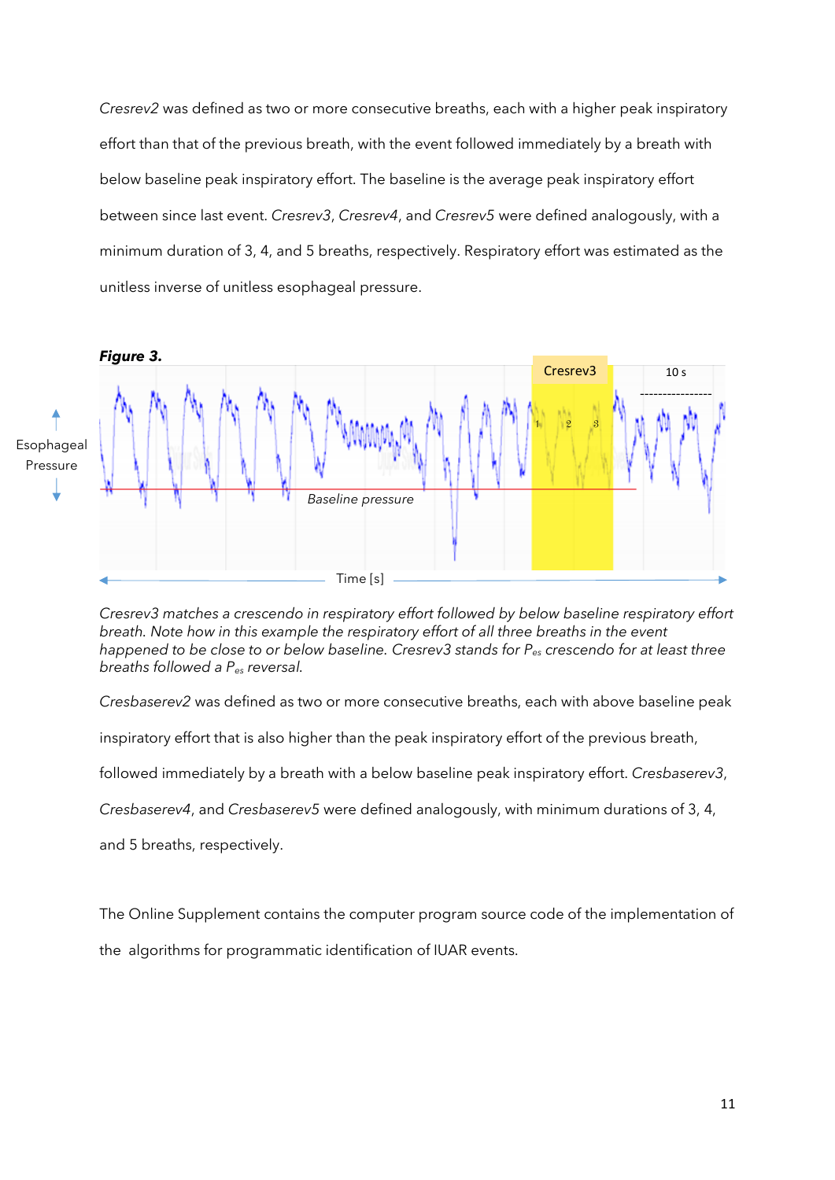*Cresrev2* was defined as two or more consecutive breaths, each with a higher peak inspiratory effort than that of the previous breath, with the event followed immediately by a breath with below baseline peak inspiratory effort. The baseline is the average peak inspiratory effort between since last event. *Cresrev3*, *Cresrev4*, and *Cresrev5* were defined analogously, with a minimum duration of 3, 4, and 5 breaths, respectively. Respiratory effort was estimated as the unitless inverse of unitless esophageal pressure.

***Figure 3.***

*Cresrev3 matches a crescendo in respiratory effort followed by below baseline respiratory effort breath. Note how in this example the respiratory effort of all three breaths in the event happened to be close to or below baseline. Cresrev3 stands for $P_{es}$ crescendo for at least three breaths followed a $P_{es}$ reversal.*

*Cresbaserev2* was defined as two or more consecutive breaths, each with above baseline peak inspiratory effort that is also higher than the peak inspiratory effort of the previous breath, followed immediately by a breath with a below baseline peak inspiratory effort. *Cresbaserev3*, *Cresbaserev4*, and *Cresbaserev5* were defined analogously, with minimum durations of 3, 4, and 5 breaths, respectively.

The Online Supplement contains the computer program source code of the implementation of the algorithms for programmatic identification of IUAR events.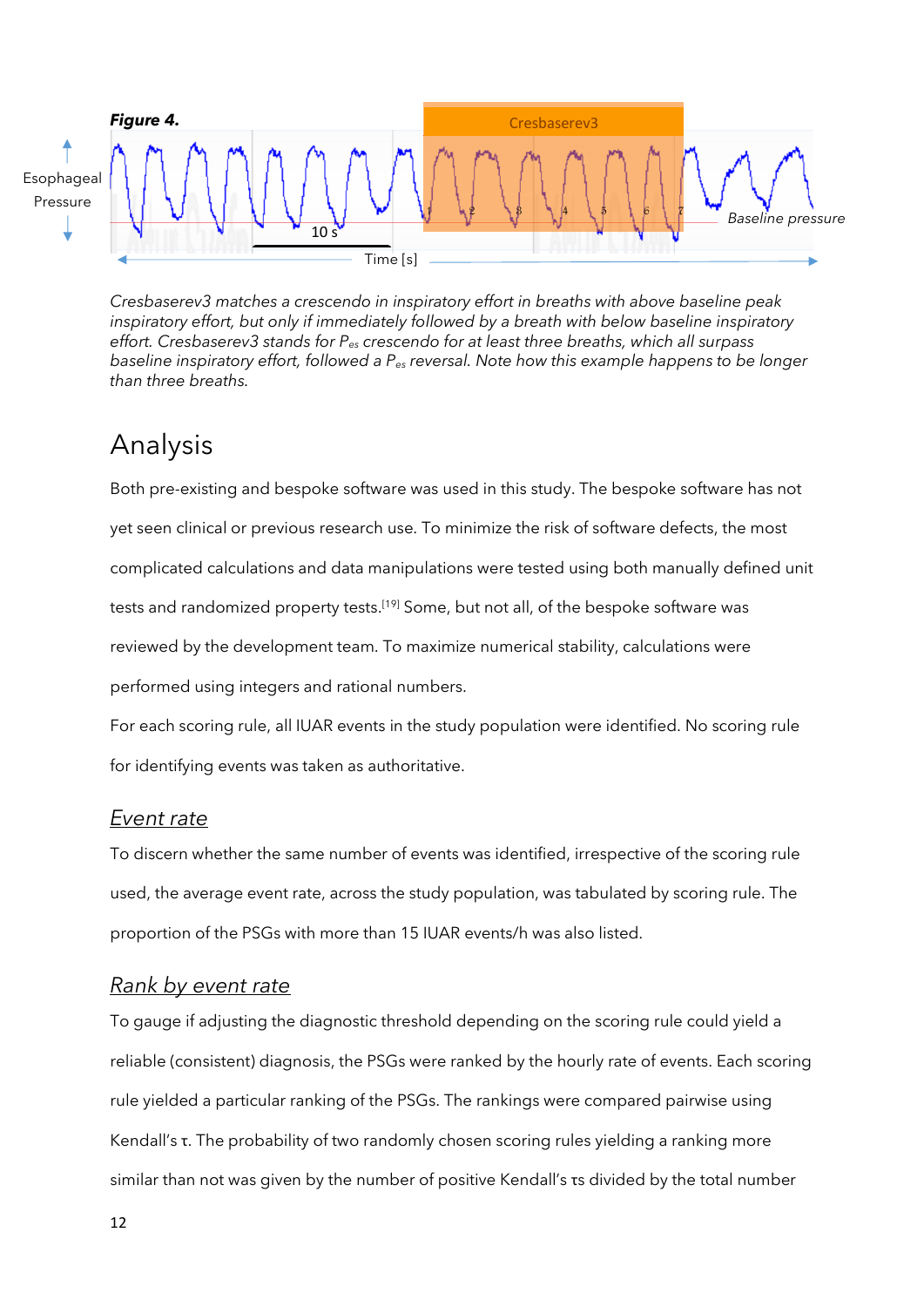***Figure 4.***

*Cresbaserev3 matches a crescendo in inspiratory effort in breaths with above baseline peak inspiratory effort, but only if immediately followed by a breath with below baseline inspiratory effort. Cresbaserev3 stands for $P_{es}$ crescendo for at least three breaths, which all surpass baseline inspiratory effort, followed a $P_{es}$ reversal. Note how this example happens to be longer than three breaths.*

# Analysis

Both pre-existing and bespoke software was used in this study. The bespoke software has not yet seen clinical or previous research use. To minimize the risk of software defects, the most complicated calculations and data manipulations were tested using both manually defined unit tests and randomized property tests.[19] Some, but not all, of the bespoke software was reviewed by the development team. To maximize numerical stability, calculations were performed using integers and rational numbers.

For each scoring rule, all IUAR events in the study population were identified. No scoring rule for identifying events was taken as authoritative.

## Event rate

To discern whether the same number of events was identified, irrespective of the scoring rule used, the average event rate, across the study population, was tabulated by scoring rule. The proportion of the PSGs with more than 15 IUAR events/h was also listed.

## Rank by event rate

To gauge if adjusting the diagnostic threshold depending on the scoring rule could yield a reliable (consistent) diagnosis, the PSGs were ranked by the hourly rate of events. Each scoring rule yielded a particular ranking of the PSGs. The rankings were compared pairwise using Kendall's τ. The probability of two randomly chosen scoring rules yielding a ranking more similar than not was given by the number of positive Kendall's τs divided by the total number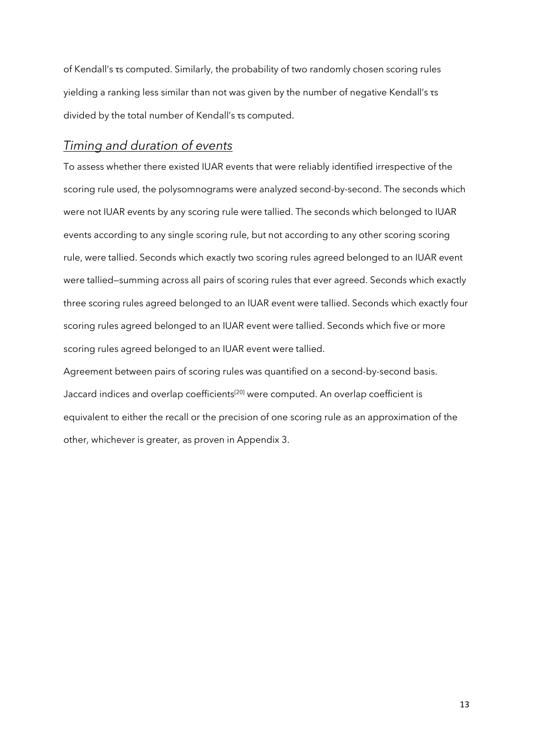of Kendall's τs computed. Similarly, the probability of two randomly chosen scoring rules yielding a ranking less similar than not was given by the number of negative Kendall's τs divided by the total number of Kendall's τs computed.

## *Timing and duration of events*

To assess whether there existed IUAR events that were reliably identified irrespective of the scoring rule used, the polysomnograms were analyzed second-by-second. The seconds which were not IUAR events by any scoring rule were tallied. The seconds which belonged to IUAR events according to any single scoring rule, but not according to any other scoring scoring rule, were tallied. Seconds which exactly two scoring rules agreed belonged to an IUAR event were tallied—summing across all pairs of scoring rules that ever agreed. Seconds which exactly three scoring rules agreed belonged to an IUAR event were tallied. Seconds which exactly four scoring rules agreed belonged to an IUAR event were tallied. Seconds which five or more scoring rules agreed belonged to an IUAR event were tallied.

Agreement between pairs of scoring rules was quantified on a second-by-second basis. Jaccard indices and overlap coefficients[20] were computed. An overlap coefficient is equivalent to either the recall or the precision of one scoring rule as an approximation of the other, whichever is greater, as proven in Appendix 3.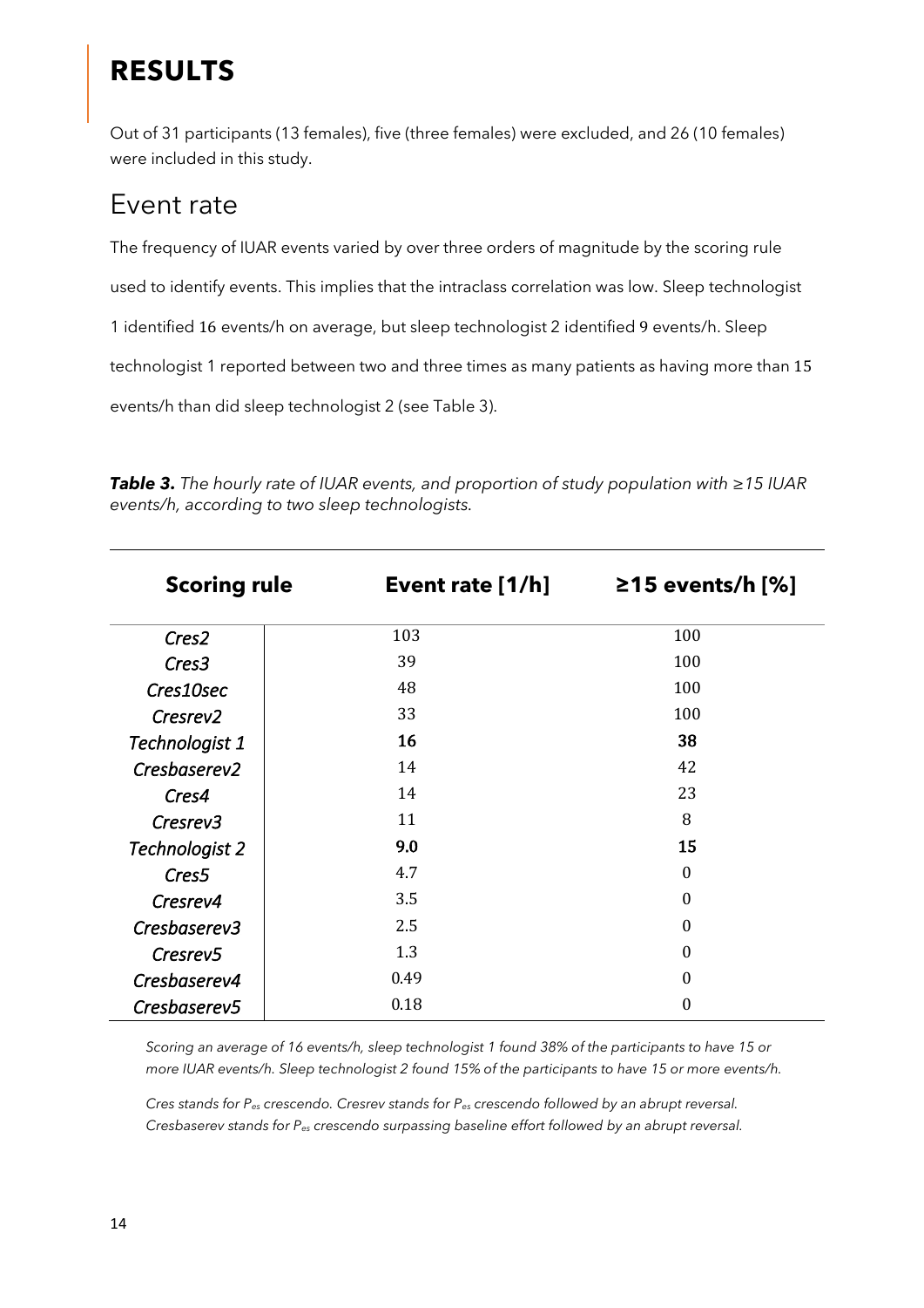# RESULTS

Out of 31 participants (13 females), five (three females) were excluded, and 26 (10 females) were included in this study.

## Event rate

The frequency of IUAR events varied by over three orders of magnitude by the scoring rule used to identify events. This implies that the intraclass correlation was low. Sleep technologist 1 identified 16 events/h on average, but sleep technologist 2 identified 9 events/h. Sleep technologist 1 reported between two and three times as many patients as having more than 15 events/h than did sleep technologist 2 (see Table 3).

***Table 3.*** *The hourly rate of IUAR events, and proportion of study population with ≥15 IUAR events/h, according to two sleep technologists.*

| Scoring rule | Event rate [1/h] | ≥15 events/h [%] |
|---|---|---|
| *Cres2* | 103 | 100 |
| *Cres3* | 39 | 100 |
| *Cres10sec* | 48 | 100 |
| *Cresrev2* | 33 | 100 |
| *Technologist 1* | **16** | **38** |
| *Cresbaserev2* | 14 | 42 |
| *Cres4* | 14 | 23 |
| *Cresrev3* | 11 | 8 |
| *Technologist 2* | **9.0** | **15** |
| *Cres5* | 4.7 | 0 |
| *Cresrev4* | 3.5 | 0 |
| *Cresbaserev3* | 2.5 | 0 |
| *Cresrev5* | 1.3 | 0 |
| *Cresbaserev4* | 0.49 | 0 |
| *Cresbaserev5* | 0.18 | 0 |

*Scoring an average of 16 events/h, sleep technologist 1 found 38% of the participants to have 15 or more IUAR events/h. Sleep technologist 2 found 15% of the participants to have 15 or more events/h.*

*Cres stands for $P_{es}$ crescendo. Cresrev stands for $P_{es}$ crescendo followed by an abrupt reversal. Cresbaserev stands for $P_{es}$ crescendo surpassing baseline effort followed by an abrupt reversal.*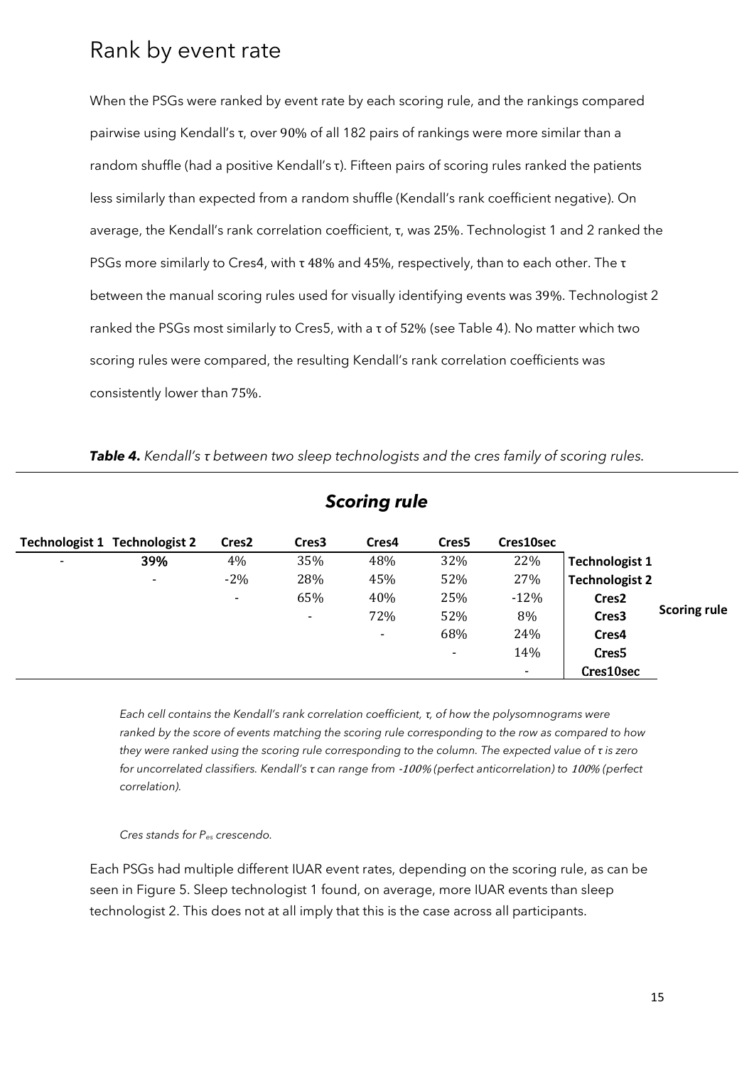## Rank by event rate

When the PSGs were ranked by event rate by each scoring rule, and the rankings compared pairwise using Kendall's τ, over 90% of all 182 pairs of rankings were more similar than a random shuffle (had a positive Kendall's τ). Fifteen pairs of scoring rules ranked the patients less similarly than expected from a random shuffle (Kendall's rank coefficient negative). On average, the Kendall's rank correlation coefficient, τ, was 25%. Technologist 1 and 2 ranked the PSGs more similarly to Cres4, with τ 48% and 45%, respectively, than to each other. The τ between the manual scoring rules used for visually identifying events was 39%. Technologist 2 ranked the PSGs most similarly to Cres5, with a τ of 52% (see Table 4). No matter which two scoring rules were compared, the resulting Kendall's rank correlation coefficients was consistently lower than 75%.

***Table 4.*** *Kendall's τ between two sleep technologists and the cres family of scoring rules.*

| **Scoring rule** | | | | | | | | |
|---|---|---|---|---|---|---|---|---|
| **Technologist 1** | **Technologist 2** | **Cres2** | **Cres3** | **Cres4** | **Cres5** | **Cres10sec** | | |
| - | **39%** | 4% | 35% | 48% | 32% | 22% | **Technologist 1** | **Scoring rule** |
| | - | -2% | 28% | 45% | 52% | 27% | **Technologist 2** | |
| | | - | 65% | 40% | 25% | -12% | **Cres2** | |
| | | | - | 72% | 52% | 8% | **Cres3** | |
| | | | | - | 68% | 24% | **Cres4** | |
| | | | | | - | 14% | **Cres5** | |
| | | | | | | - | **Cres10sec** | |

*Each cell contains the Kendall's rank correlation coefficient, τ, of how the polysomnograms were ranked by the score of events matching the scoring rule corresponding to the row as compared to how they were ranked using the scoring rule corresponding to the column. The expected value of τ is zero for uncorrelated classifiers. Kendall's τ can range from -100% (perfect anticorrelation) to 100% (perfect correlation).*

*Cres stands for $P_{es}$ crescendo.*

Each PSGs had multiple different IUAR event rates, depending on the scoring rule, as can be seen in Figure 5. Sleep technologist 1 found, on average, more IUAR events than sleep technologist 2. This does not at all imply that this is the case across all participants.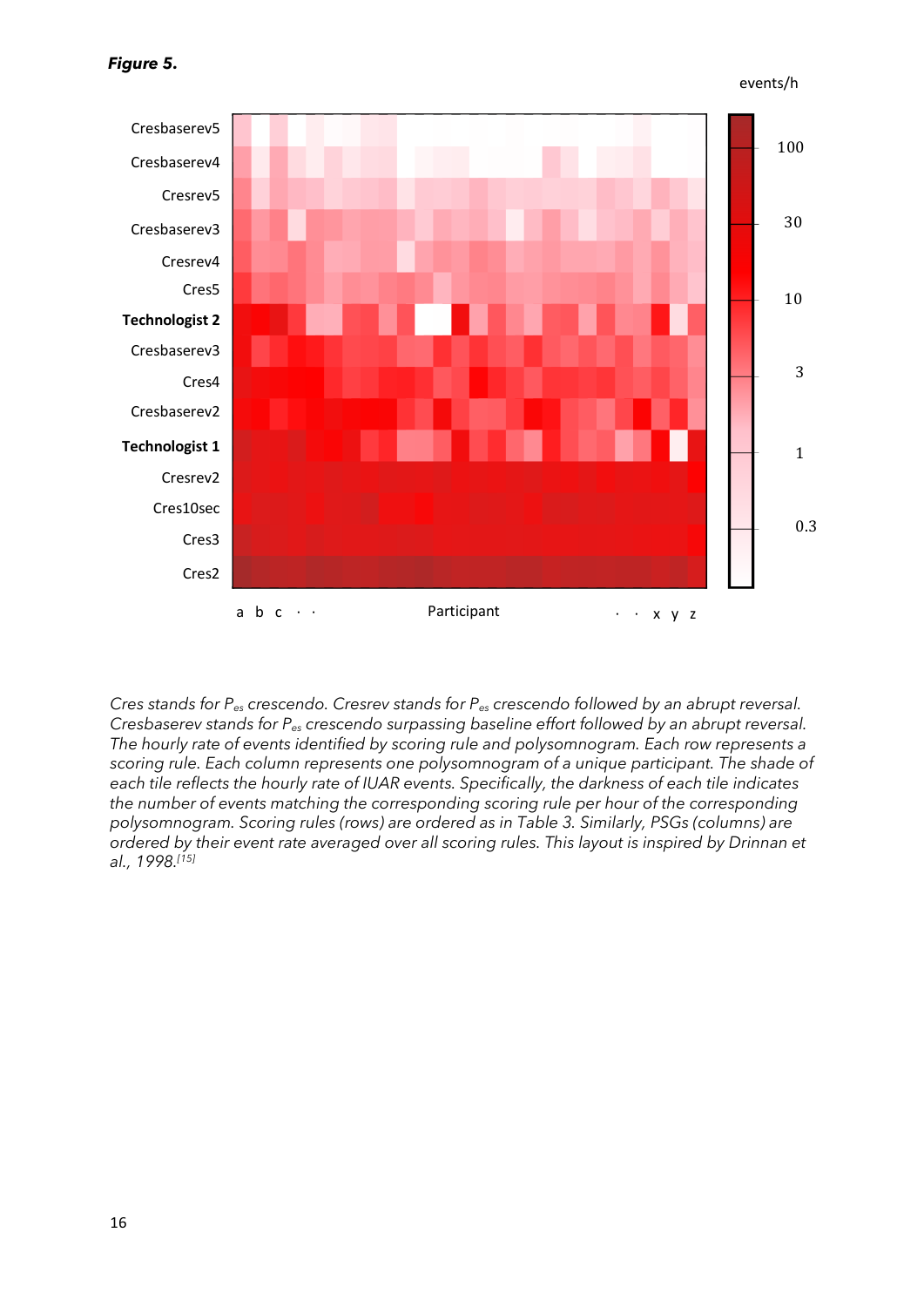***Figure 5.***

*Cres stands for $P_{es}$ crescendo. Cresrev stands for $P_{es}$ crescendo followed by an abrupt reversal. Cresbaserev stands for $P_{es}$ crescendo surpassing baseline effort followed by an abrupt reversal. The hourly rate of events identified by scoring rule and polysomnogram. Each row represents a scoring rule. Each column represents one polysomnogram of a unique participant. The shade of each tile reflects the hourly rate of IUAR events. Specifically, the darkness of each tile indicates the number of events matching the corresponding scoring rule per hour of the corresponding polysomnogram. Scoring rules (rows) are ordered as in Table 3. Similarly, PSGs (columns) are ordered by their event rate averaged over all scoring rules. This layout is inspired by Drinnan et al., 1998.[15]*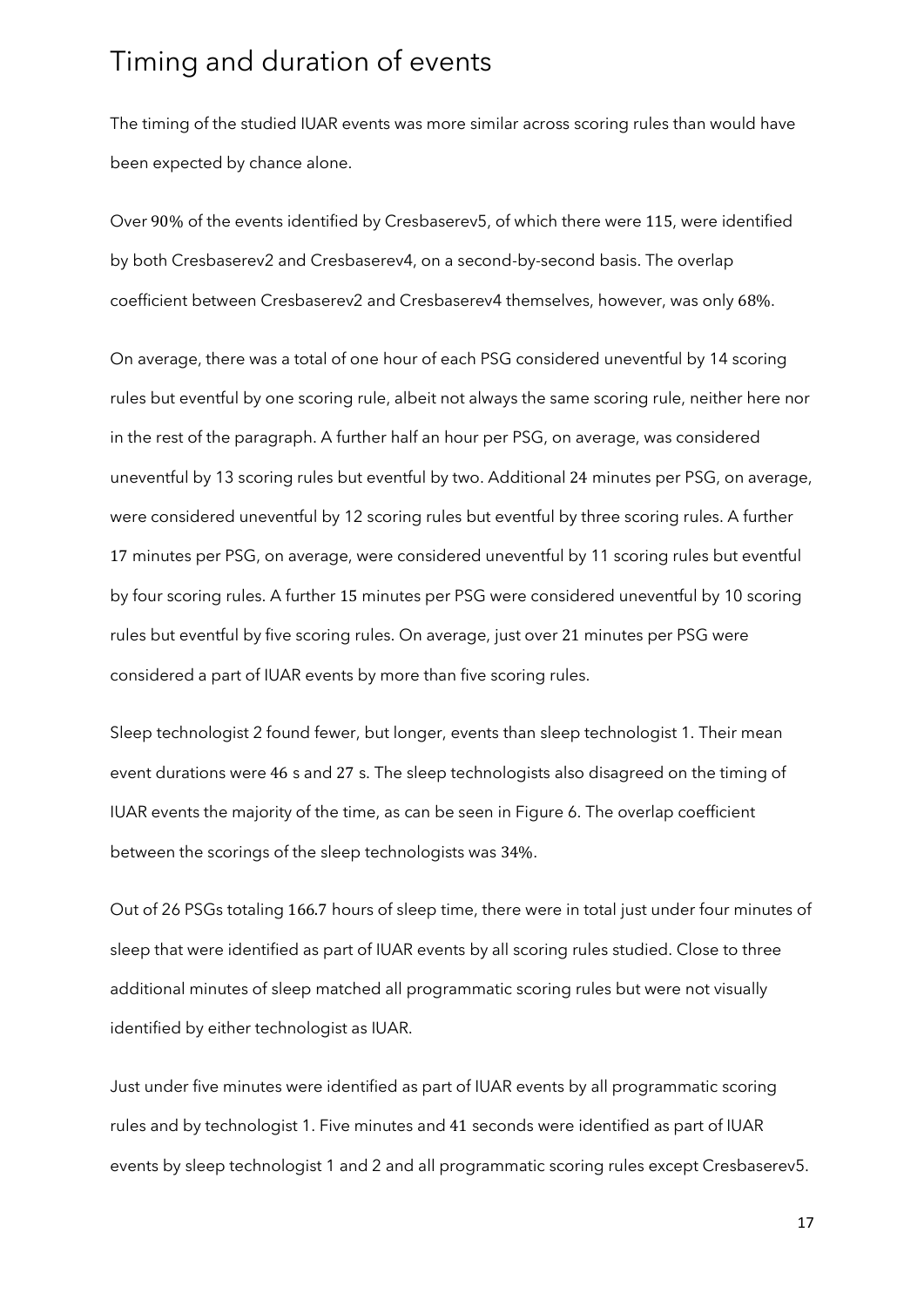## Timing and duration of events

The timing of the studied IUAR events was more similar across scoring rules than would have been expected by chance alone.

Over 90% of the events identified by Cresbaserev5, of which there were 115, were identified by both Cresbaserev2 and Cresbaserev4, on a second-by-second basis. The overlap coefficient between Cresbaserev2 and Cresbaserev4 themselves, however, was only 68%.

On average, there was a total of one hour of each PSG considered uneventful by 14 scoring rules but eventful by one scoring rule, albeit not always the same scoring rule, neither here nor in the rest of the paragraph. A further half an hour per PSG, on average, was considered uneventful by 13 scoring rules but eventful by two. Additional 24 minutes per PSG, on average, were considered uneventful by 12 scoring rules but eventful by three scoring rules. A further 17 minutes per PSG, on average, were considered uneventful by 11 scoring rules but eventful by four scoring rules. A further 15 minutes per PSG were considered uneventful by 10 scoring rules but eventful by five scoring rules. On average, just over 21 minutes per PSG were considered a part of IUAR events by more than five scoring rules.

Sleep technologist 2 found fewer, but longer, events than sleep technologist 1. Their mean event durations were 46 s and 27 s. The sleep technologists also disagreed on the timing of IUAR events the majority of the time, as can be seen in Figure 6. The overlap coefficient between the scorings of the sleep technologists was 34%.

Out of 26 PSGs totaling 166.7 hours of sleep time, there were in total just under four minutes of sleep that were identified as part of IUAR events by all scoring rules studied. Close to three additional minutes of sleep matched all programmatic scoring rules but were not visually identified by either technologist as IUAR.

Just under five minutes were identified as part of IUAR events by all programmatic scoring rules and by technologist 1. Five minutes and 41 seconds were identified as part of IUAR events by sleep technologist 1 and 2 and all programmatic scoring rules except Cresbaserev5.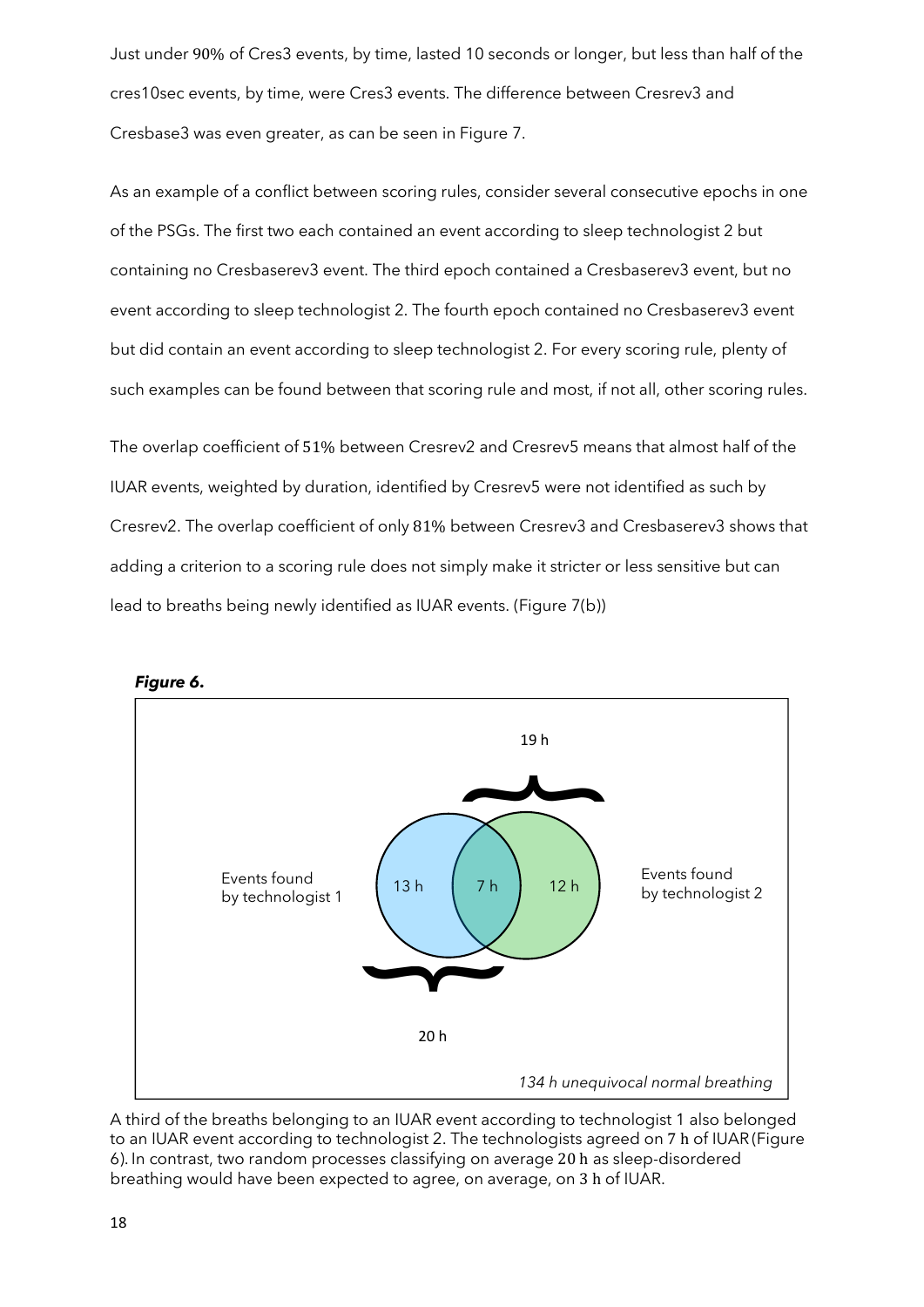Just under 90% of Cres3 events, by time, lasted 10 seconds or longer, but less than half of the cres10sec events, by time, were Cres3 events. The difference between Cresrev3 and Cresbase3 was even greater, as can be seen in Figure 7.

As an example of a conflict between scoring rules, consider several consecutive epochs in one of the PSGs. The first two each contained an event according to sleep technologist 2 but containing no Cresbaserev3 event. The third epoch contained a Cresbaserev3 event, but no event according to sleep technologist 2. The fourth epoch contained no Cresbaserev3 event but did contain an event according to sleep technologist 2. For every scoring rule, plenty of such examples can be found between that scoring rule and most, if not all, other scoring rules.

The overlap coefficient of 51% between Cresrev2 and Cresrev5 means that almost half of the IUAR events, weighted by duration, identified by Cresrev5 were not identified as such by Cresrev2. The overlap coefficient of only 81% between Cresrev3 and Cresbaserev3 shows that adding a criterion to a scoring rule does not simply make it stricter or less sensitive but can lead to breaths being newly identified as IUAR events. (Figure 7(b))

***Figure 6.***

19 h

Events found by technologist 1 | 13 h | 7 h | 12 h | Events found by technologist 2

20 h

*134 h unequivocal normal breathing*

A third of the breaths belonging to an IUAR event according to technologist 1 also belonged to an IUAR event according to technologist 2. The technologists agreed on 7 h of IUAR (Figure 6). In contrast, two random processes classifying on average 20 h as sleep-disordered breathing would have been expected to agree, on average, on 3 h of IUAR.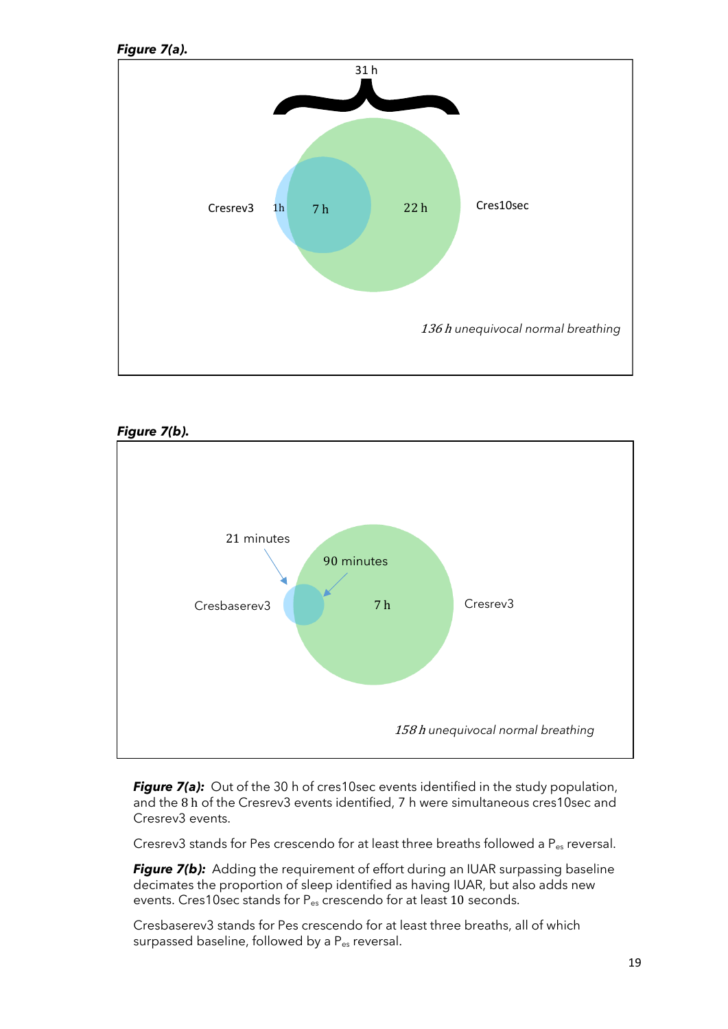***Figure 7(a).***

31 h

Cresrev3 1h 7 h 22 h Cres10sec

*136 h unequivocal normal breathing*

***Figure 7(b).***

21 minutes

90 minutes

Cresbaserev3 7 h Cresrev3

*158 h unequivocal normal breathing*

***Figure 7(a):*** Out of the 30 h of cres10sec events identified in the study population, and the 8 h of the Cresrev3 events identified, 7 h were simultaneous cres10sec and Cresrev3 events.

Cresrev3 stands for Pes crescendo for at least three breaths followed a $P_{es}$ reversal.

***Figure 7(b):*** Adding the requirement of effort during an IUAR surpassing baseline decimates the proportion of sleep identified as having IUAR, but also adds new events. Cres10sec stands for $P_{es}$ crescendo for at least 10 seconds.

Cresbaserev3 stands for Pes crescendo for at least three breaths, all of which surpassed baseline, followed by a $P_{es}$ reversal.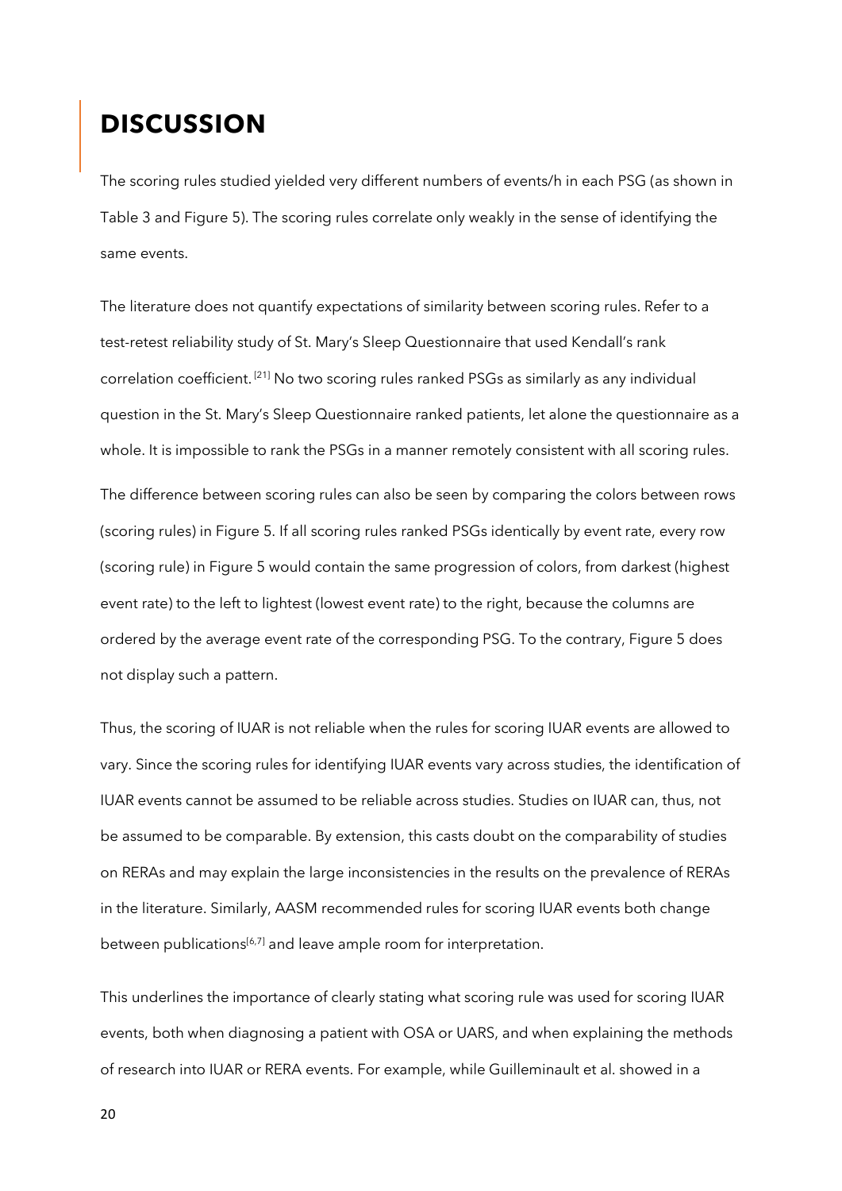# DISCUSSION

The scoring rules studied yielded very different numbers of events/h in each PSG (as shown in Table 3 and Figure 5). The scoring rules correlate only weakly in the sense of identifying the same events.

The literature does not quantify expectations of similarity between scoring rules. Refer to a test-retest reliability study of St. Mary's Sleep Questionnaire that used Kendall's rank correlation coefficient.[21] No two scoring rules ranked PSGs as similarly as any individual question in the St. Mary's Sleep Questionnaire ranked patients, let alone the questionnaire as a whole. It is impossible to rank the PSGs in a manner remotely consistent with all scoring rules.

The difference between scoring rules can also be seen by comparing the colors between rows (scoring rules) in Figure 5. If all scoring rules ranked PSGs identically by event rate, every row (scoring rule) in Figure 5 would contain the same progression of colors, from darkest (highest event rate) to the left to lightest (lowest event rate) to the right, because the columns are ordered by the average event rate of the corresponding PSG. To the contrary, Figure 5 does not display such a pattern.

Thus, the scoring of IUAR is not reliable when the rules for scoring IUAR events are allowed to vary. Since the scoring rules for identifying IUAR events vary across studies, the identification of IUAR events cannot be assumed to be reliable across studies. Studies on IUAR can, thus, not be assumed to be comparable. By extension, this casts doubt on the comparability of studies on RERAs and may explain the large inconsistencies in the results on the prevalence of RERAs in the literature. Similarly, AASM recommended rules for scoring IUAR events both change between publications[6,7] and leave ample room for interpretation.

This underlines the importance of clearly stating what scoring rule was used for scoring IUAR events, both when diagnosing a patient with OSA or UARS, and when explaining the methods of research into IUAR or RERA events. For example, while Guilleminault et al. showed in a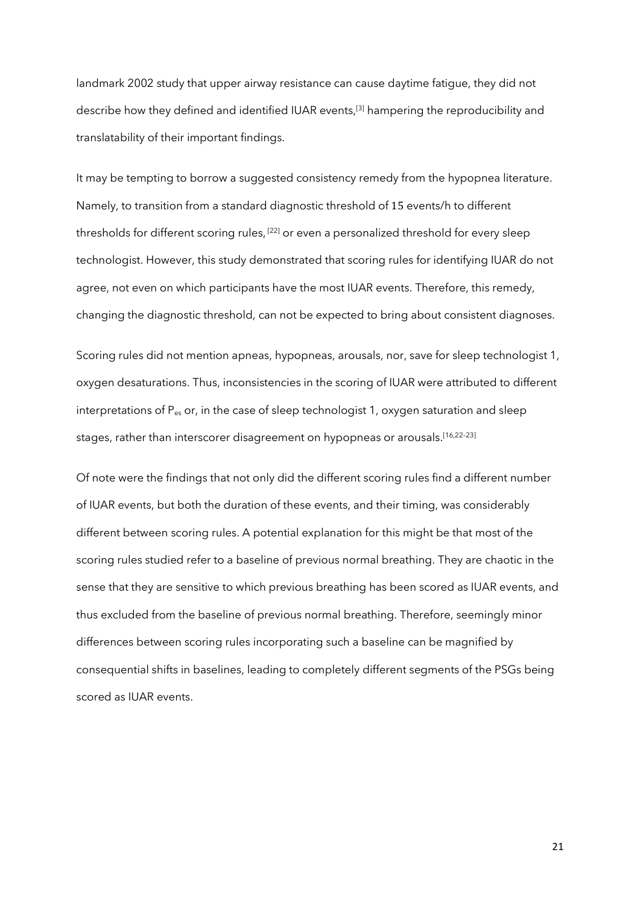landmark 2002 study that upper airway resistance can cause daytime fatigue, they did not describe how they defined and identified IUAR events,[3] hampering the reproducibility and translatability of their important findings.

It may be tempting to borrow a suggested consistency remedy from the hypopnea literature. Namely, to transition from a standard diagnostic threshold of 15 events/h to different thresholds for different scoring rules, [22] or even a personalized threshold for every sleep technologist. However, this study demonstrated that scoring rules for identifying IUAR do not agree, not even on which participants have the most IUAR events. Therefore, this remedy, changing the diagnostic threshold, can not be expected to bring about consistent diagnoses.

Scoring rules did not mention apneas, hypopneas, arousals, nor, save for sleep technologist 1, oxygen desaturations. Thus, inconsistencies in the scoring of IUAR were attributed to different interpretations of $P_{es}$ or, in the case of sleep technologist 1, oxygen saturation and sleep stages, rather than interscorer disagreement on hypopneas or arousals.[16,22–23]

Of note were the findings that not only did the different scoring rules find a different number of IUAR events, but both the duration of these events, and their timing, was considerably different between scoring rules. A potential explanation for this might be that most of the scoring rules studied refer to a baseline of previous normal breathing. They are chaotic in the sense that they are sensitive to which previous breathing has been scored as IUAR events, and thus excluded from the baseline of previous normal breathing. Therefore, seemingly minor differences between scoring rules incorporating such a baseline can be magnified by consequential shifts in baselines, leading to completely different segments of the PSGs being scored as IUAR events.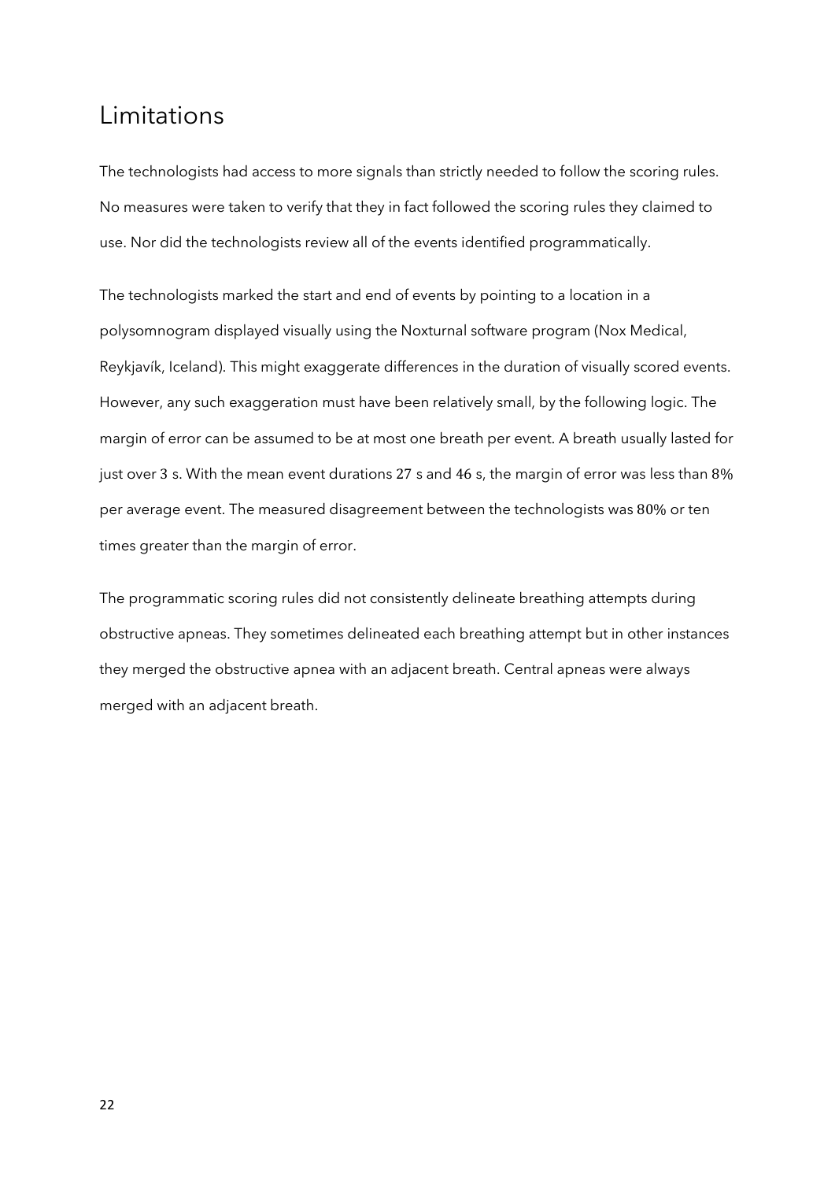## Limitations

The technologists had access to more signals than strictly needed to follow the scoring rules. No measures were taken to verify that they in fact followed the scoring rules they claimed to use. Nor did the technologists review all of the events identified programmatically.

The technologists marked the start and end of events by pointing to a location in a polysomnogram displayed visually using the Noxturnal software program (Nox Medical, Reykjavík, Iceland). This might exaggerate differences in the duration of visually scored events. However, any such exaggeration must have been relatively small, by the following logic. The margin of error can be assumed to be at most one breath per event. A breath usually lasted for just over 3 s. With the mean event durations 27 s and 46 s, the margin of error was less than 8% per average event. The measured disagreement between the technologists was 80% or ten times greater than the margin of error.

The programmatic scoring rules did not consistently delineate breathing attempts during obstructive apneas. They sometimes delineated each breathing attempt but in other instances they merged the obstructive apnea with an adjacent breath. Central apneas were always merged with an adjacent breath.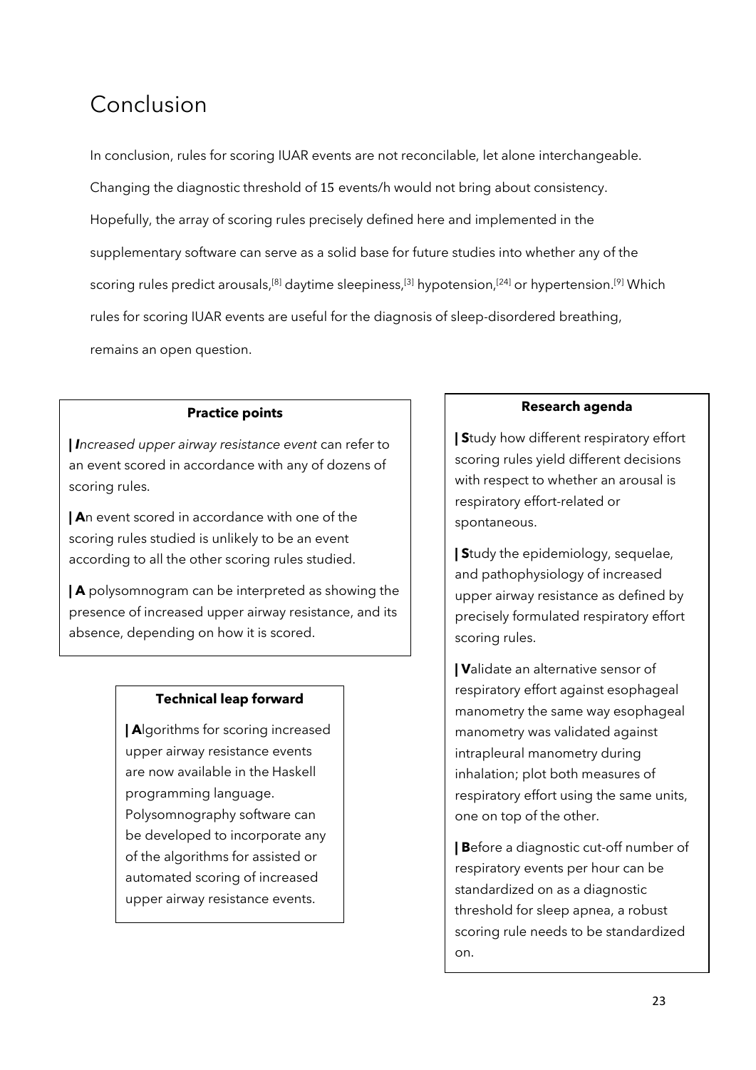# Conclusion

In conclusion, rules for scoring IUAR events are not reconcilable, let alone interchangeable. Changing the diagnostic threshold of 15 events/h would not bring about consistency. Hopefully, the array of scoring rules precisely defined here and implemented in the supplementary software can serve as a solid base for future studies into whether any of the scoring rules predict arousals,[8] daytime sleepiness,[3] hypotension,[24] or hypertension.[9] Which rules for scoring IUAR events are useful for the diagnosis of sleep-disordered breathing, remains an open question.

**Practice points**

**|** ***I****ncreased upper airway resistance event* can refer to an event scored in accordance with any of dozens of scoring rules.

**| A**n event scored in accordance with one of the scoring rules studied is unlikely to be an event according to all the other scoring rules studied.

**| A** polysomnogram can be interpreted as showing the presence of increased upper airway resistance, and its absence, depending on how it is scored.

**Technical leap forward**

**| A**lgorithms for scoring increased upper airway resistance events are now available in the Haskell programming language. Polysomnography software can be developed to incorporate any of the algorithms for assisted or automated scoring of increased upper airway resistance events.

**Research agenda**

**| S**tudy how different respiratory effort scoring rules yield different decisions with respect to whether an arousal is respiratory effort-related or spontaneous.

**| S**tudy the epidemiology, sequelae, and pathophysiology of increased upper airway resistance as defined by precisely formulated respiratory effort scoring rules.

**| V**alidate an alternative sensor of respiratory effort against esophageal manometry the same way esophageal manometry was validated against intrapleural manometry during inhalation; plot both measures of respiratory effort using the same units, one on top of the other.

**| B**efore a diagnostic cut-off number of respiratory events per hour can be standardized on as a diagnostic threshold for sleep apnea, a robust scoring rule needs to be standardized on.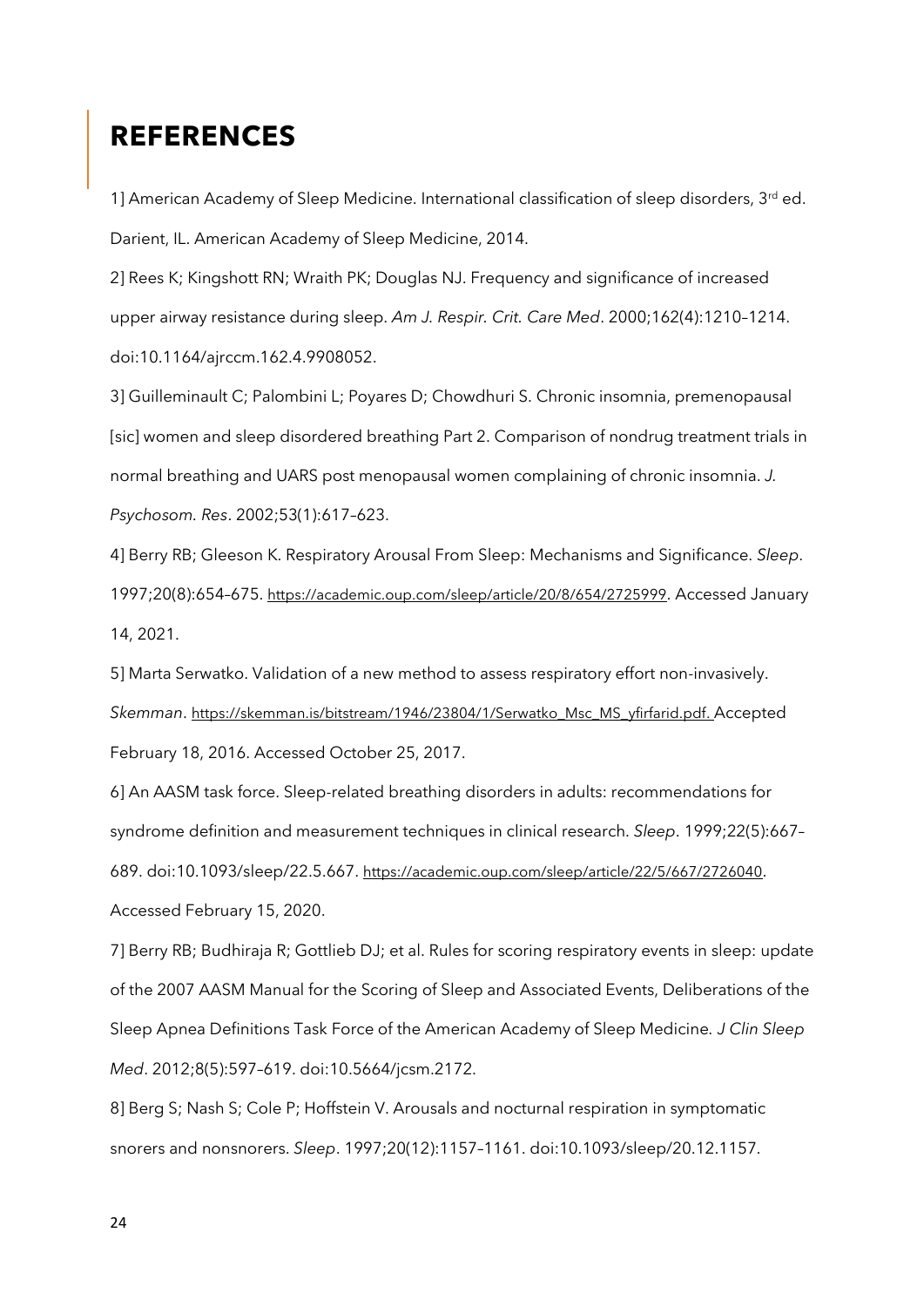# REFERENCES

1] American Academy of Sleep Medicine. International classification of sleep disorders, 3rd ed. Darient, IL. American Academy of Sleep Medicine, 2014.

2] Rees K; Kingshott RN; Wraith PK; Douglas NJ. Frequency and significance of increased upper airway resistance during sleep. *Am J. Respir. Crit. Care Med*. 2000;162(4):1210–1214. doi:10.1164/ajrccm.162.4.9908052.

3] Guilleminault C; Palombini L; Poyares D; Chowdhuri S. Chronic insomnia, premenopausal [sic] women and sleep disordered breathing Part 2. Comparison of nondrug treatment trials in normal breathing and UARS post menopausal women complaining of chronic insomnia. *J. Psychosom. Res*. 2002;53(1):617–623.

4] Berry RB; Gleeson K. Respiratory Arousal From Sleep: Mechanisms and Significance. *Sleep*. 1997;20(8):654–675. https://academic.oup.com/sleep/article/20/8/654/2725999. Accessed January 14, 2021.

5] Marta Serwatko. Validation of a new method to assess respiratory effort non-invasively. *Skemman*. https://skemman.is/bitstream/1946/23804/1/Serwatko_Msc_MS_yfirfarid.pdf. Accepted February 18, 2016. Accessed October 25, 2017.

6] An AASM task force. Sleep-related breathing disorders in adults: recommendations for syndrome definition and measurement techniques in clinical research. *Sleep*. 1999;22(5):667–689. doi:10.1093/sleep/22.5.667. https://academic.oup.com/sleep/article/22/5/667/2726040. Accessed February 15, 2020.

7] Berry RB; Budhiraja R; Gottlieb DJ; et al. Rules for scoring respiratory events in sleep: update of the 2007 AASM Manual for the Scoring of Sleep and Associated Events, Deliberations of the Sleep Apnea Definitions Task Force of the American Academy of Sleep Medicine. *J Clin Sleep Med*. 2012;8(5):597–619. doi:10.5664/jcsm.2172.

8] Berg S; Nash S; Cole P; Hoffstein V. Arousals and nocturnal respiration in symptomatic snorers and nonsnorers. *Sleep*. 1997;20(12):1157–1161. doi:10.1093/sleep/20.12.1157.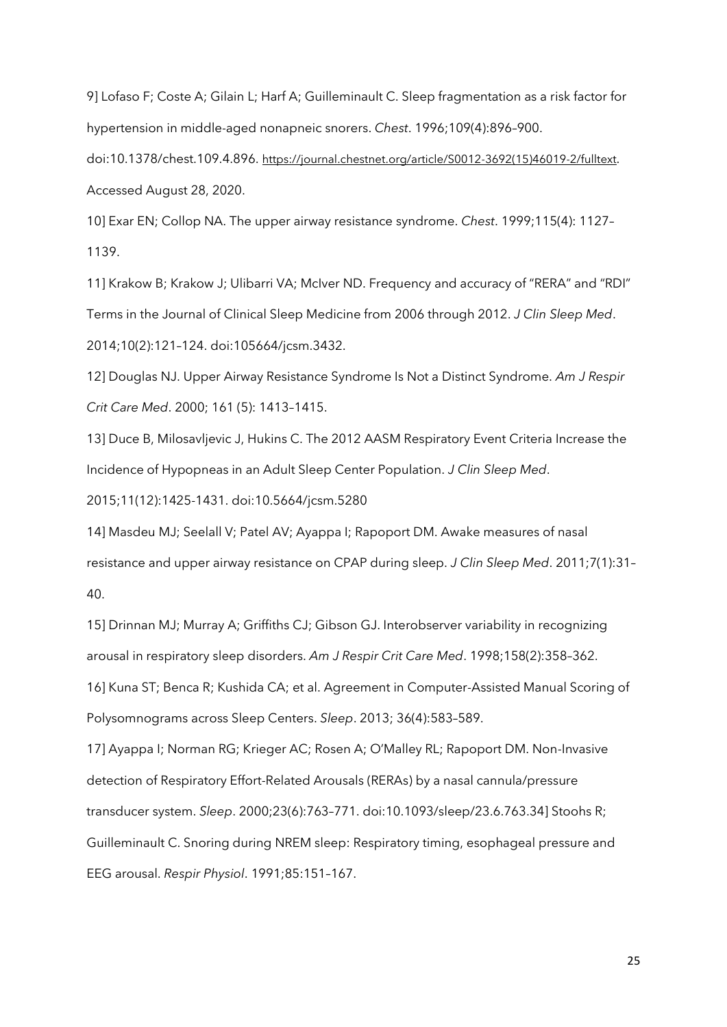9] Lofaso F; Coste A; Gilain L; Harf A; Guilleminault C. Sleep fragmentation as a risk factor for hypertension in middle-aged nonapneic snorers. *Chest*. 1996;109(4):896–900. doi:10.1378/chest.109.4.896. https://journal.chestnet.org/article/S0012-3692(15)46019-2/fulltext. Accessed August 28, 2020.

10] Exar EN; Collop NA. The upper airway resistance syndrome. *Chest*. 1999;115(4): 1127–1139.

11] Krakow B; Krakow J; Ulibarri VA; McIver ND. Frequency and accuracy of "RERA" and "RDI" Terms in the Journal of Clinical Sleep Medicine from 2006 through 2012. *J Clin Sleep Med*. 2014;10(2):121–124. doi:105664/jcsm.3432.

12] Douglas NJ. Upper Airway Resistance Syndrome Is Not a Distinct Syndrome. *Am J Respir Crit Care Med*. 2000; 161 (5): 1413–1415.

13] Duce B, Milosavljevic J, Hukins C. The 2012 AASM Respiratory Event Criteria Increase the Incidence of Hypopneas in an Adult Sleep Center Population. *J Clin Sleep Med*. 2015;11(12):1425-1431. doi:10.5664/jcsm.5280

14] Masdeu MJ; Seelall V; Patel AV; Ayappa I; Rapoport DM. Awake measures of nasal resistance and upper airway resistance on CPAP during sleep. *J Clin Sleep Med*. 2011;7(1):31–40.

15] Drinnan MJ; Murray A; Griffiths CJ; Gibson GJ. Interobserver variability in recognizing arousal in respiratory sleep disorders. *Am J Respir Crit Care Med*. 1998;158(2):358–362.

16] Kuna ST; Benca R; Kushida CA; et al. Agreement in Computer-Assisted Manual Scoring of Polysomnograms across Sleep Centers. *Sleep*. 2013; 36(4):583–589.

17] Ayappa I; Norman RG; Krieger AC; Rosen A; O'Malley RL; Rapoport DM. Non-Invasive detection of Respiratory Effort-Related Arousals (RERAs) by a nasal cannula/pressure transducer system. *Sleep*. 2000;23(6):763–771. doi:10.1093/sleep/23.6.763.34] Stoohs R; Guilleminault C. Snoring during NREM sleep: Respiratory timing, esophageal pressure and EEG arousal. *Respir Physiol*. 1991;85:151–167.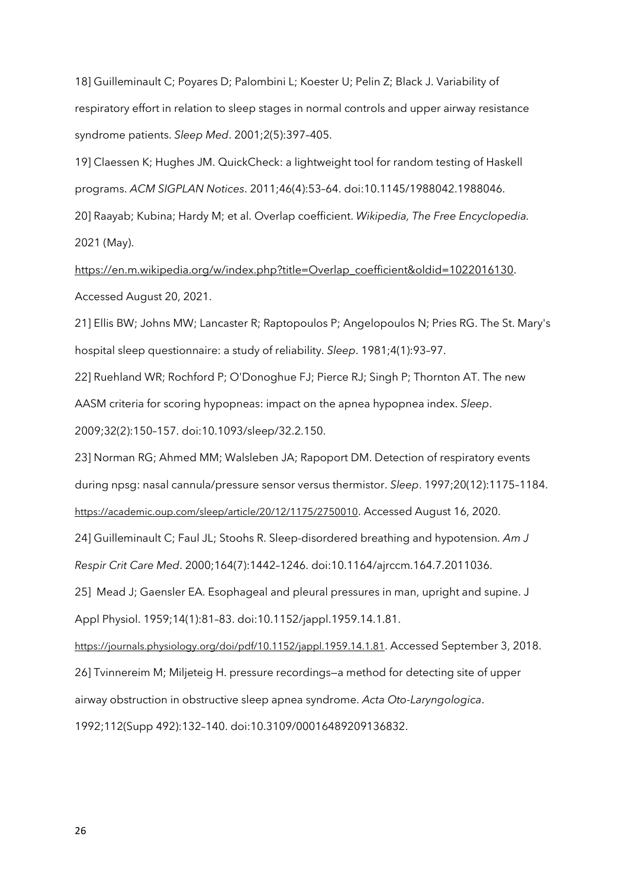18] Guilleminault C; Poyares D; Palombini L; Koester U; Pelin Z; Black J. Variability of respiratory effort in relation to sleep stages in normal controls and upper airway resistance syndrome patients. *Sleep Med*. 2001;2(5):397–405.

19] Claessen K; Hughes JM. QuickCheck: a lightweight tool for random testing of Haskell programs. *ACM SIGPLAN Notices*. 2011;46(4):53–64. doi:10.1145/1988042.1988046.

20] Raayab; Kubina; Hardy M; et al. Overlap coefficient. *Wikipedia, The Free Encyclopedia.* 2021 (May). https://en.m.wikipedia.org/w/index.php?title=Overlap_coefficient&oldid=1022016130. Accessed August 20, 2021.

21] Ellis BW; Johns MW; Lancaster R; Raptopoulos P; Angelopoulos N; Pries RG. The St. Mary's hospital sleep questionnaire: a study of reliability. *Sleep*. 1981;4(1):93–97.

22] Ruehland WR; Rochford P; O'Donoghue FJ; Pierce RJ; Singh P; Thornton AT. The new AASM criteria for scoring hypopneas: impact on the apnea hypopnea index. *Sleep*. 2009;32(2):150–157. doi:10.1093/sleep/32.2.150.

23] Norman RG; Ahmed MM; Walsleben JA; Rapoport DM. Detection of respiratory events during npsg: nasal cannula/pressure sensor versus thermistor. *Sleep*. 1997;20(12):1175–1184. https://academic.oup.com/sleep/article/20/12/1175/2750010. Accessed August 16, 2020.

24] Guilleminault C; Faul JL; Stoohs R. Sleep-disordered breathing and hypotension. *Am J Respir Crit Care Med*. 2000;164(7):1442–1246. doi:10.1164/ajrccm.164.7.2011036.

25] Mead J; Gaensler EA. Esophageal and pleural pressures in man, upright and supine. J Appl Physiol. 1959;14(1):81–83. doi:10.1152/jappl.1959.14.1.81. https://journals.physiology.org/doi/pdf/10.1152/jappl.1959.14.1.81. Accessed September 3, 2018.

26] Tvinnereim M; Miljeteig H. pressure recordings—a method for detecting site of upper airway obstruction in obstructive sleep apnea syndrome. *Acta Oto-Laryngologica*. 1992;112(Supp 492):132–140. doi:10.3109/00016489209136832.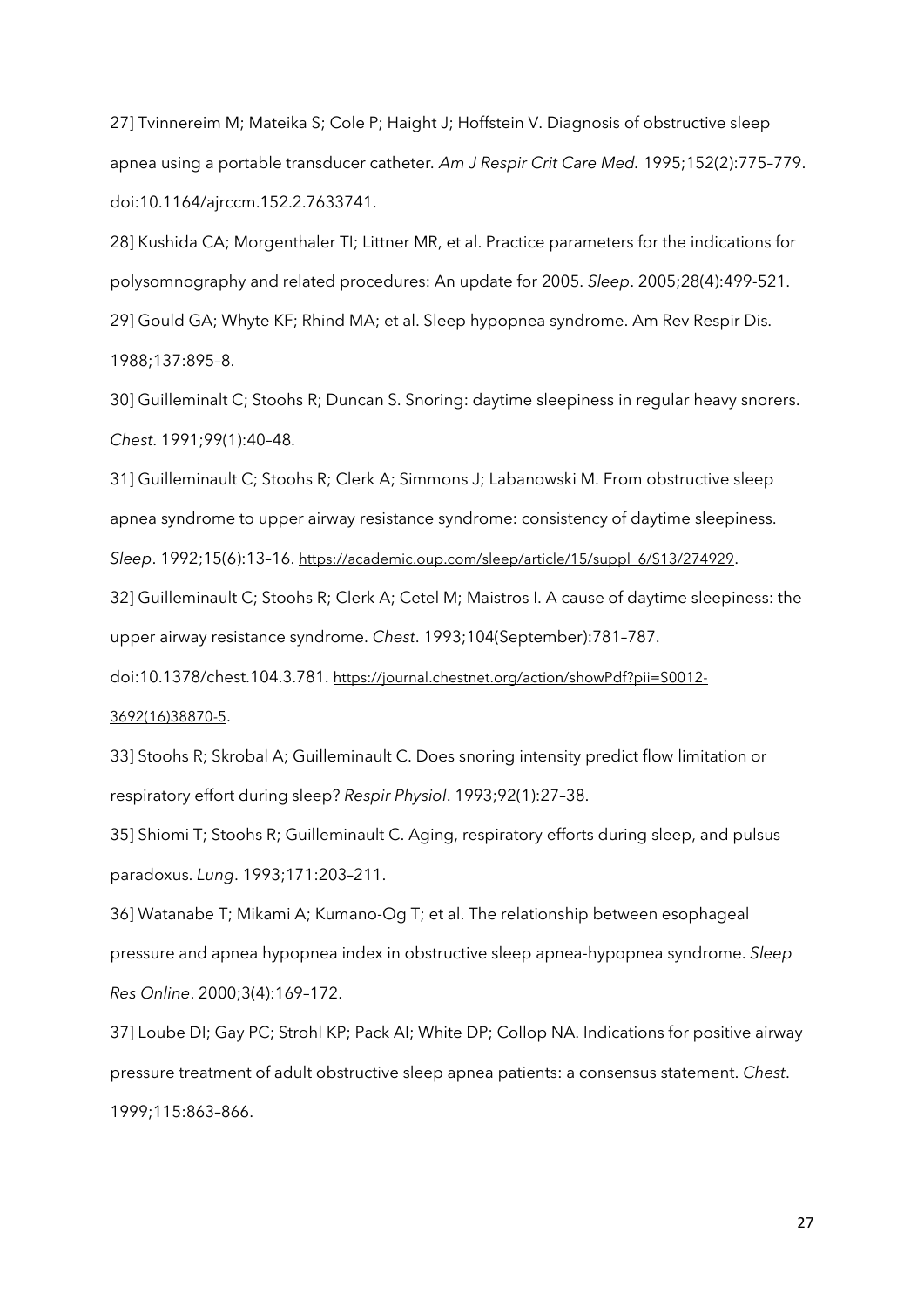27] Tvinnereim M; Mateika S; Cole P; Haight J; Hoffstein V. Diagnosis of obstructive sleep apnea using a portable transducer catheter. *Am J Respir Crit Care Med.* 1995;152(2):775–779. doi:10.1164/ajrccm.152.2.7633741.

28] Kushida CA; Morgenthaler TI; Littner MR, et al. Practice parameters for the indications for polysomnography and related procedures: An update for 2005. *Sleep*. 2005;28(4):499-521.

29] Gould GA; Whyte KF; Rhind MA; et al. Sleep hypopnea syndrome. Am Rev Respir Dis. 1988;137:895–8.

30] Guilleminalt C; Stoohs R; Duncan S. Snoring: daytime sleepiness in regular heavy snorers. *Chest*. 1991;99(1):40–48.

31] Guilleminault C; Stoohs R; Clerk A; Simmons J; Labanowski M. From obstructive sleep apnea syndrome to upper airway resistance syndrome: consistency of daytime sleepiness. *Sleep*. 1992;15(6):13–16. https://academic.oup.com/sleep/article/15/suppl_6/S13/274929.

32] Guilleminault C; Stoohs R; Clerk A; Cetel M; Maistros I. A cause of daytime sleepiness: the upper airway resistance syndrome. *Chest*. 1993;104(September):781–787. doi:10.1378/chest.104.3.781. https://journal.chestnet.org/action/showPdf?pii=S0012-3692(16)38870-5.

33] Stoohs R; Skrobal A; Guilleminault C. Does snoring intensity predict flow limitation or respiratory effort during sleep? *Respir Physiol*. 1993;92(1):27–38.

35] Shiomi T; Stoohs R; Guilleminault C. Aging, respiratory efforts during sleep, and pulsus paradoxus. *Lung*. 1993;171:203–211.

36] Watanabe T; Mikami A; Kumano-Og T; et al. The relationship between esophageal pressure and apnea hypopnea index in obstructive sleep apnea-hypopnea syndrome. *Sleep Res Online*. 2000;3(4):169–172.

37] Loube DI; Gay PC; Strohl KP; Pack AI; White DP; Collop NA. Indications for positive airway pressure treatment of adult obstructive sleep apnea patients: a consensus statement. *Chest*. 1999;115:863–866.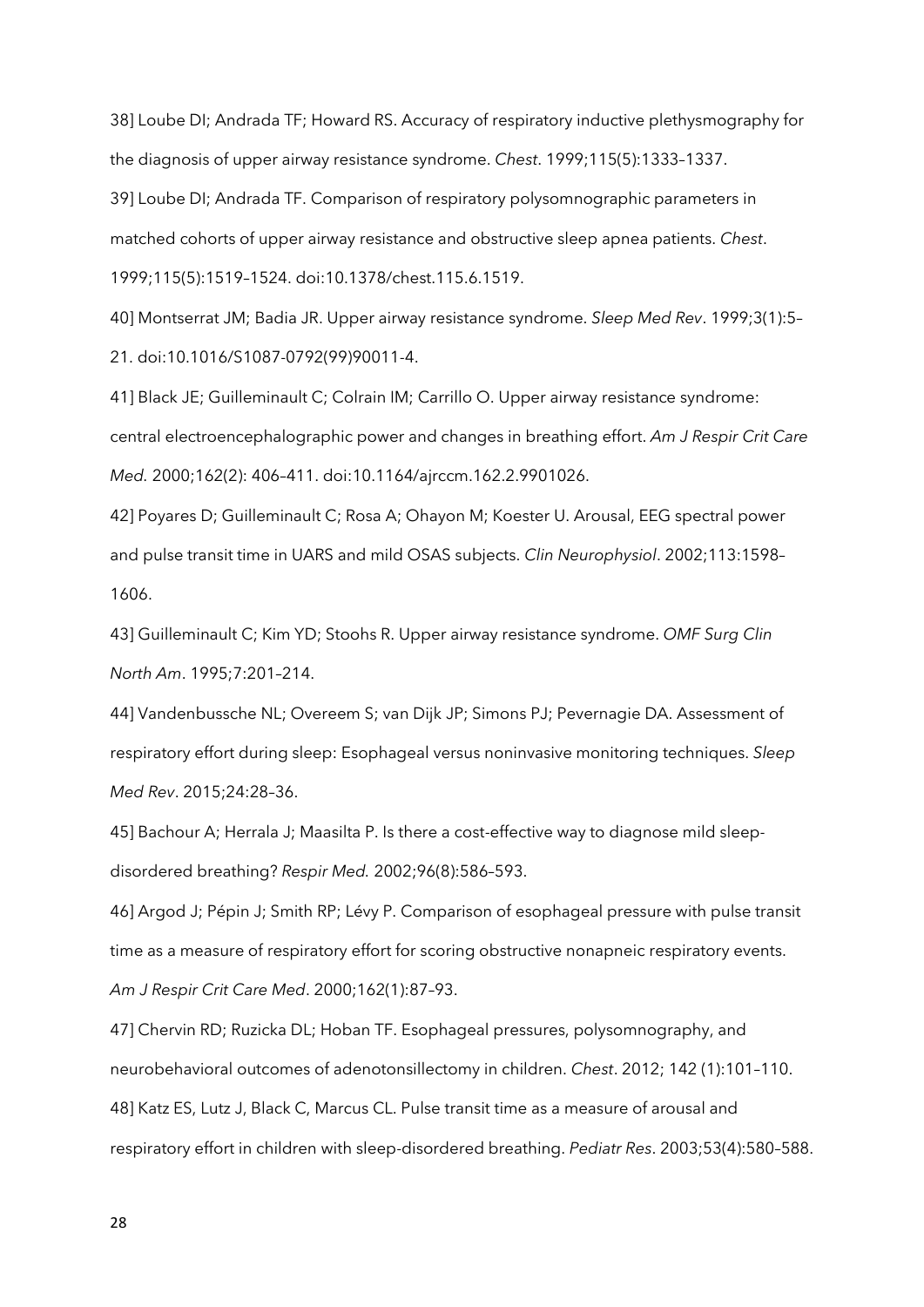38] Loube DI; Andrada TF; Howard RS. Accuracy of respiratory inductive plethysmography for the diagnosis of upper airway resistance syndrome. *Chest*. 1999;115(5):1333–1337.

39] Loube DI; Andrada TF. Comparison of respiratory polysomnographic parameters in matched cohorts of upper airway resistance and obstructive sleep apnea patients. *Chest*. 1999;115(5):1519–1524. doi:10.1378/chest.115.6.1519.

40] Montserrat JM; Badia JR. Upper airway resistance syndrome. *Sleep Med Rev*. 1999;3(1):5–21. doi:10.1016/S1087-0792(99)90011-4.

41] Black JE; Guilleminault C; Colrain IM; Carrillo O. Upper airway resistance syndrome: central electroencephalographic power and changes in breathing effort. *Am J Respir Crit Care Med.* 2000;162(2): 406–411. doi:10.1164/ajrccm.162.2.9901026.

42] Poyares D; Guilleminault C; Rosa A; Ohayon M; Koester U. Arousal, EEG spectral power and pulse transit time in UARS and mild OSAS subjects. *Clin Neurophysiol*. 2002;113:1598–1606.

43] Guilleminault C; Kim YD; Stoohs R. Upper airway resistance syndrome. *OMF Surg Clin North Am*. 1995;7:201–214.

44] Vandenbussche NL; Overeem S; van Dijk JP; Simons PJ; Pevernagie DA. Assessment of respiratory effort during sleep: Esophageal versus noninvasive monitoring techniques. *Sleep Med Rev*. 2015;24:28–36.

45] Bachour A; Herrala J; Maasilta P. Is there a cost-effective way to diagnose mild sleep-disordered breathing? *Respir Med.* 2002;96(8):586–593.

46] Argod J; Pépin J; Smith RP; Lévy P. Comparison of esophageal pressure with pulse transit time as a measure of respiratory effort for scoring obstructive nonapneic respiratory events. *Am J Respir Crit Care Med*. 2000;162(1):87–93.

47] Chervin RD; Ruzicka DL; Hoban TF. Esophageal pressures, polysomnography, and neurobehavioral outcomes of adenotonsillectomy in children. *Chest*. 2012; 142 (1):101–110.

48] Katz ES, Lutz J, Black C, Marcus CL. Pulse transit time as a measure of arousal and respiratory effort in children with sleep-disordered breathing. *Pediatr Res*. 2003;53(4):580–588.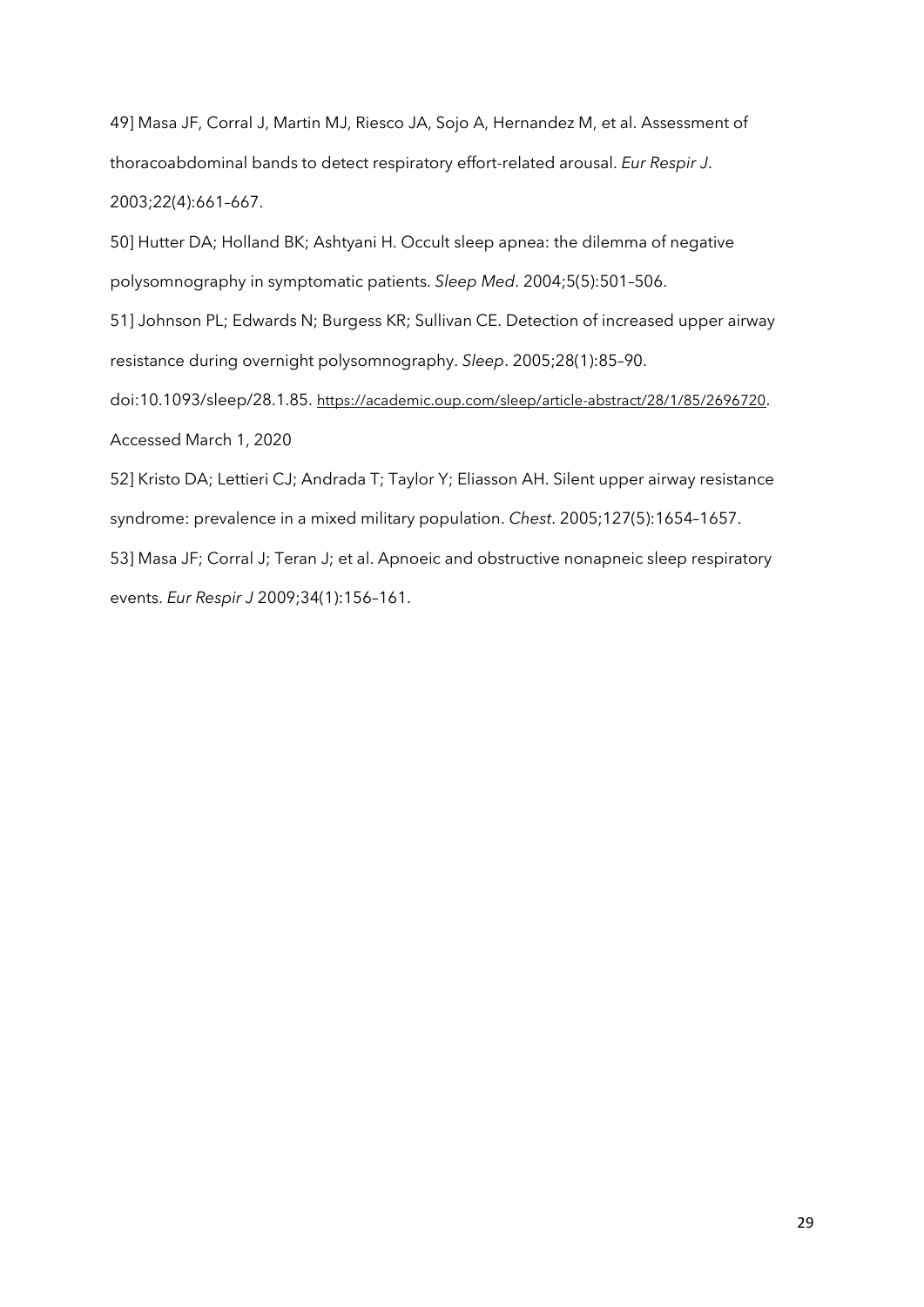49] Masa JF, Corral J, Martin MJ, Riesco JA, Sojo A, Hernandez M, et al. Assessment of thoracoabdominal bands to detect respiratory effort-related arousal. *Eur Respir J*. 2003;22(4):661–667.

50] Hutter DA; Holland BK; Ashtyani H. Occult sleep apnea: the dilemma of negative polysomnography in symptomatic patients. *Sleep Med*. 2004;5(5):501–506.

51] Johnson PL; Edwards N; Burgess KR; Sullivan CE. Detection of increased upper airway resistance during overnight polysomnography. *Sleep*. 2005;28(1):85–90. doi:10.1093/sleep/28.1.85. https://academic.oup.com/sleep/article-abstract/28/1/85/2696720. Accessed March 1, 2020

52] Kristo DA; Lettieri CJ; Andrada T; Taylor Y; Eliasson AH. Silent upper airway resistance syndrome: prevalence in a mixed military population. *Chest*. 2005;127(5):1654–1657.

53] Masa JF; Corral J; Teran J; et al. Apnoeic and obstructive nonapneic sleep respiratory events. *Eur Respir J* 2009;34(1):156–161.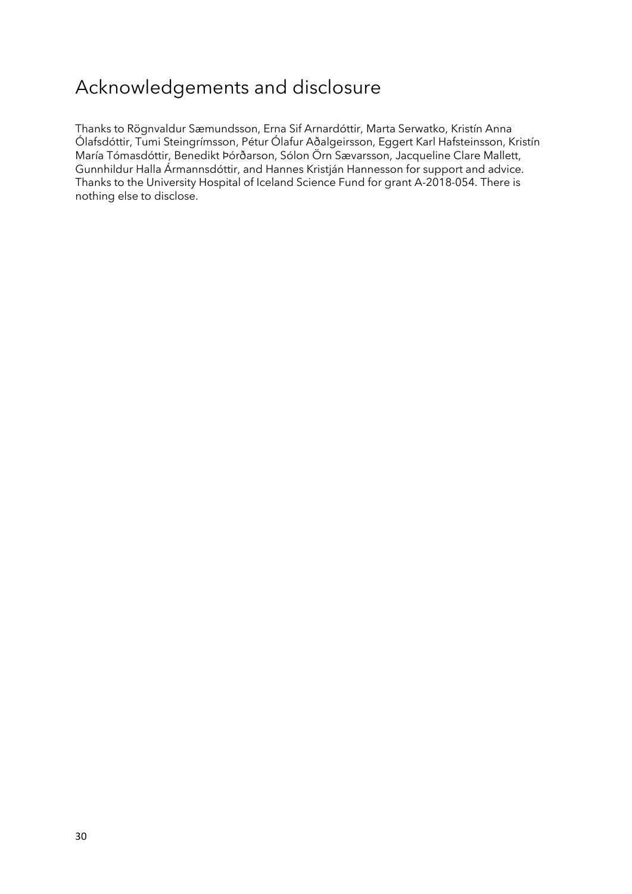# Acknowledgements and disclosure

Thanks to Rögnvaldur Sæmundsson, Erna Sif Arnardóttir, Marta Serwatko, Kristín Anna Ólafsdóttir, Tumi Steingrímsson, Pétur Ólafur Aðalgeirsson, Eggert Karl Hafsteinsson, Kristín María Tómasdóttir, Benedikt Þórðarson, Sólon Örn Sævarsson, Jacqueline Clare Mallett, Gunnhildur Halla Ármannsdóttir, and Hannes Kristján Hannesson for support and advice. Thanks to the University Hospital of Iceland Science Fund for grant A-2018-054. There is nothing else to disclose.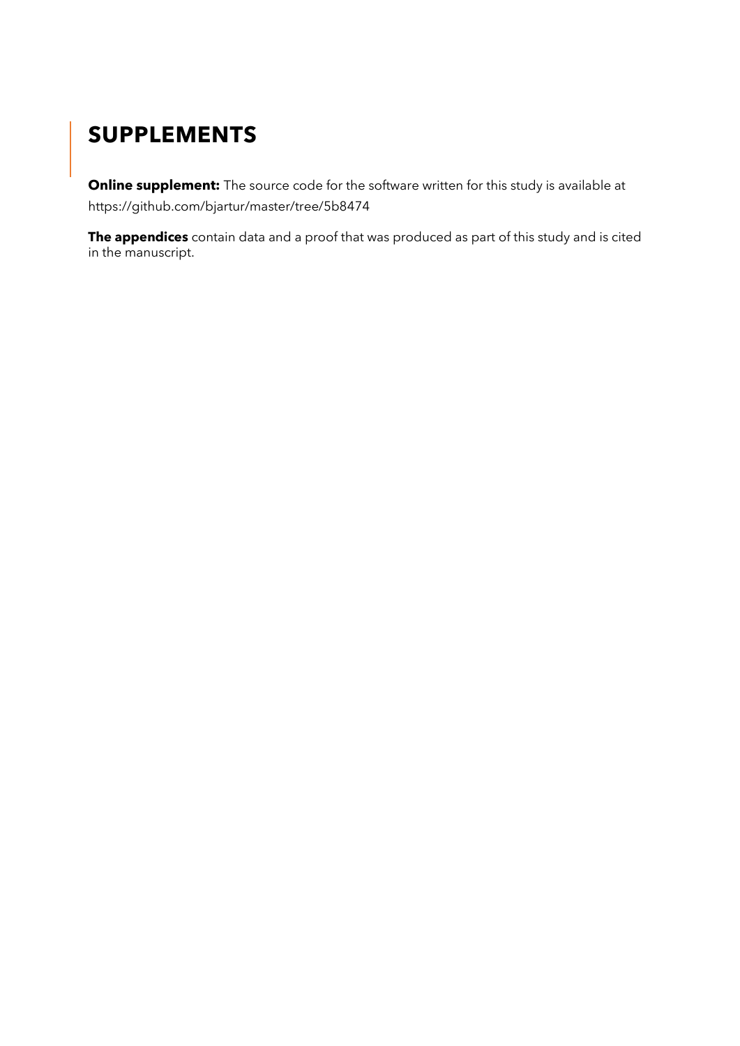# SUPPLEMENTS

**Online supplement:** The source code for the software written for this study is available at https://github.com/bjartur/master/tree/5b8474

**The appendices** contain data and a proof that was produced as part of this study and is cited in the manuscript.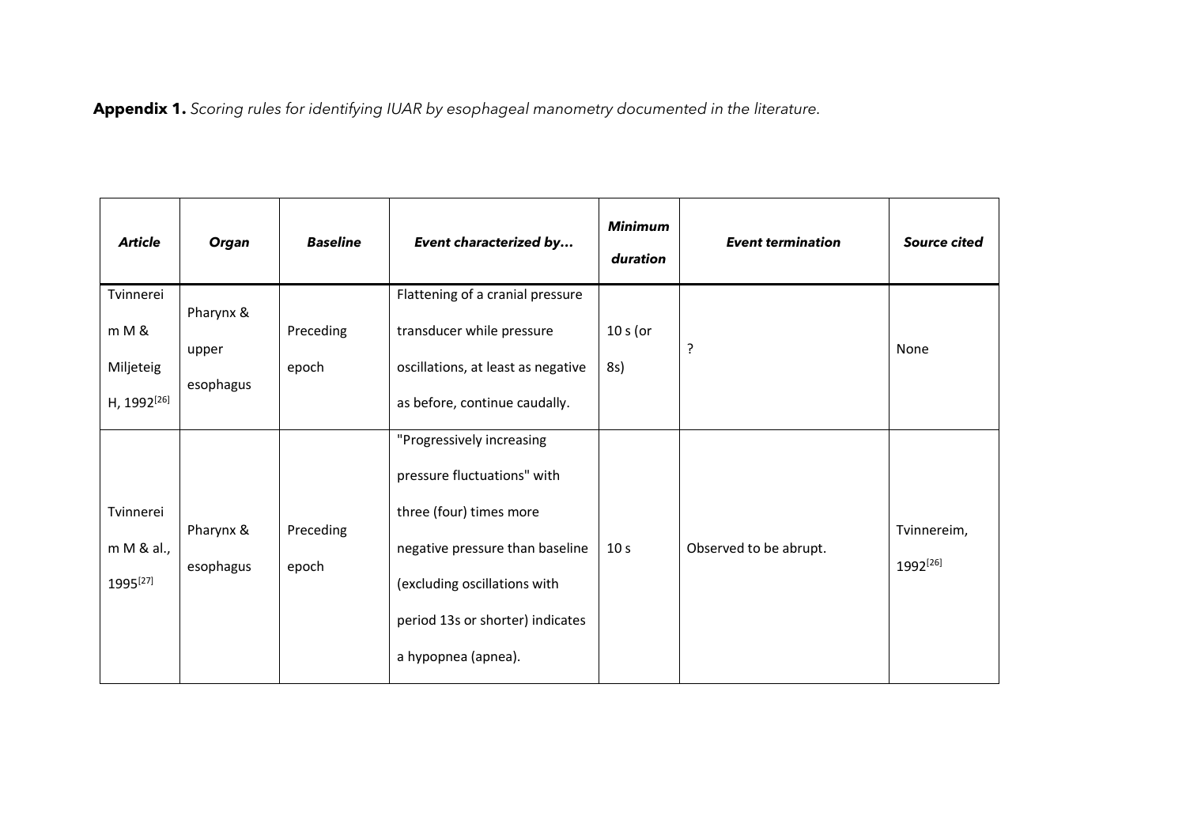**Appendix 1.** *Scoring rules for identifying IUAR by esophageal manometry documented in the literature.*

| ***Article*** | ***Organ*** | ***Baseline*** | ***Event characterized by…*** | ***Minimum duration*** | ***Event termination*** | ***Source cited*** |
|---|---|---|---|---|---|---|
| Tvinnereim M & Miljeteig H, 1992[26] | Pharynx & upper esophagus | Preceding epoch | Flattening of a cranial pressure transducer while pressure oscillations, at least as negative as before, continue caudally. | 10 s (or 8s) | ? | None |
| Tvinnereim M & al., 1995[27] | Pharynx & esophagus | Preceding epoch | "Progressively increasing pressure fluctuations" with three (four) times more negative pressure than baseline (excluding oscillations with period 13s or shorter) indicates a hypopnea (apnea). | 10 s | Observed to be abrupt. | Tvinnereim, 1992[26] |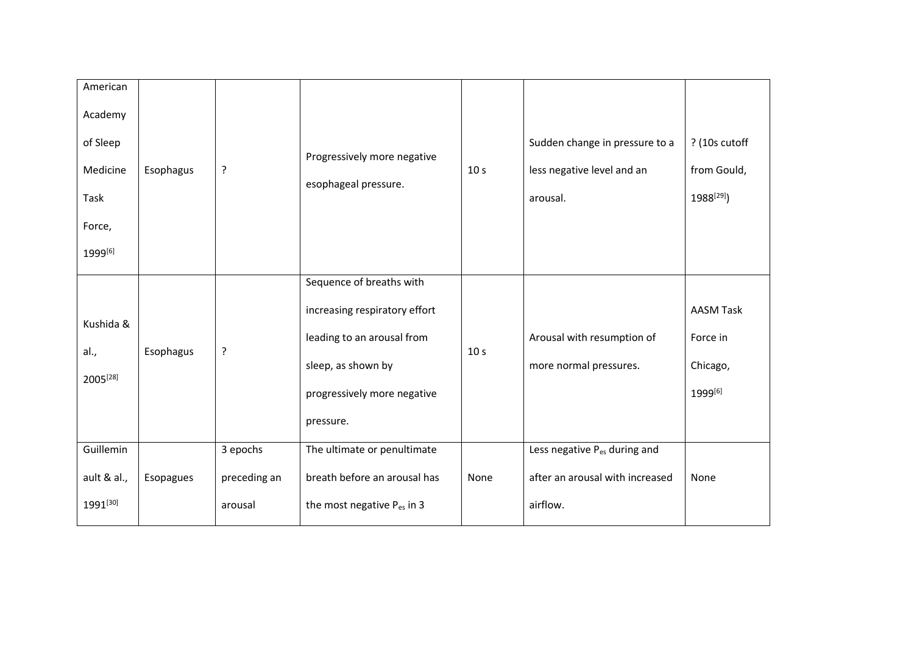| American Academy of Sleep Medicine Task Force, 1999[6] | Esophagus | ? | Progressively more negative esophageal pressure. | 10 s | Sudden change in pressure to a less negative level and an arousal. | ? (10s cutoff from Gould, 1988[29]) |
|---|---|---|---|---|---|---|
| Kushida & al., 2005[28] | Esophagus | ? | Sequence of breaths with increasing respiratory effort leading to an arousal from sleep, as shown by progressively more negative pressure. | 10 s | Arousal with resumption of more normal pressures. | AASM Task Force in Chicago, 1999[6] |
| Guillemin ault & al., 1991[30] | Esopagues | 3 epochs preceding an arousal | The ultimate or penultimate breath before an arousal has the most negative $P_{es}$ in 3 | None | Less negative $P_{es}$ during and after an arousal with increased airflow. | None |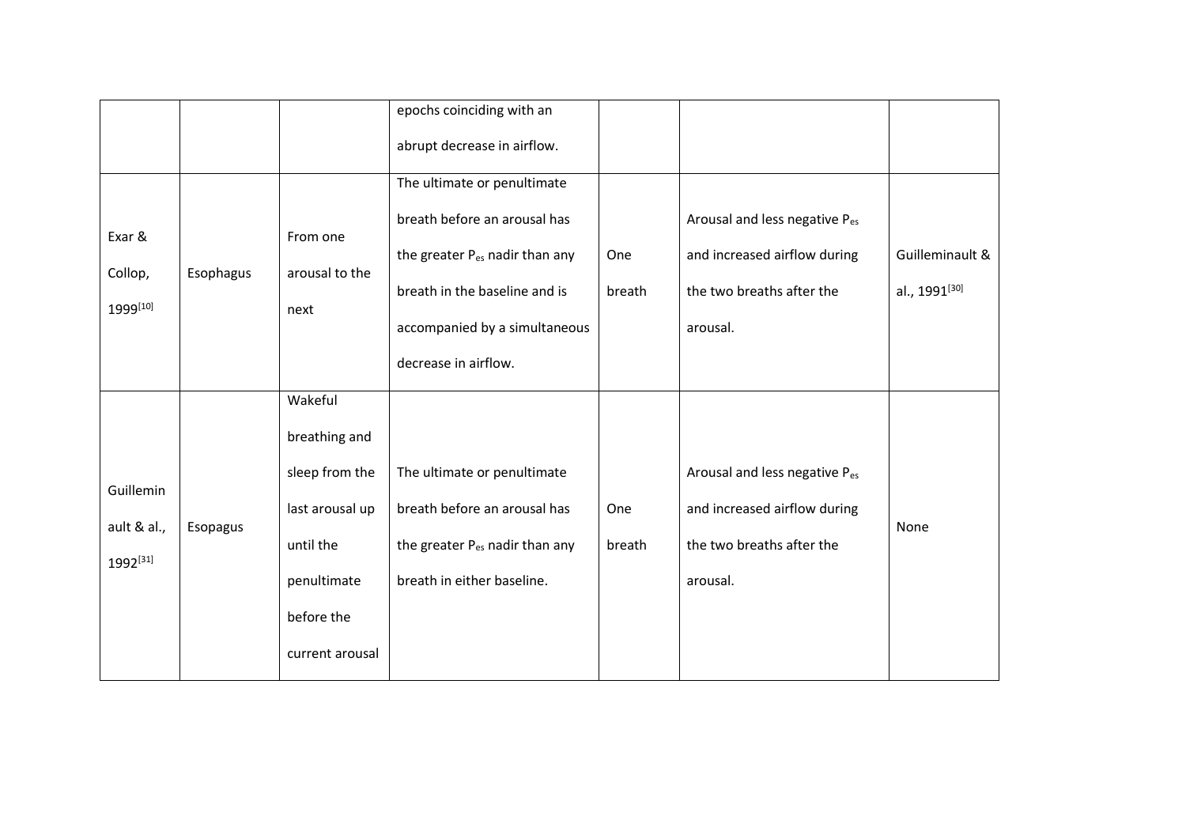|  |  |  | epochs coinciding with an abrupt decrease in airflow. |  |  |  |
|---|---|---|---|---|---|---|
| Exar & Collop, 1999[10] | Esophagus | From one arousal to the next | The ultimate or penultimate breath before an arousal has the greater $P_{es}$ nadir than any breath in the baseline and is accompanied by a simultaneous decrease in airflow. | One breath | Arousal and less negative $P_{es}$ and increased airflow during the two breaths after the arousal. | Guilleminault & al., 1991[30] |
| Guillemin ault & al., 1992[31] | Esopagus | Wakeful breathing and sleep from the last arousal up until the penultimate before the current arousal | The ultimate or penultimate breath before an arousal has the greater $P_{es}$ nadir than any breath in either baseline. | One breath | Arousal and less negative $P_{es}$ and increased airflow during the two breaths after the arousal. | None |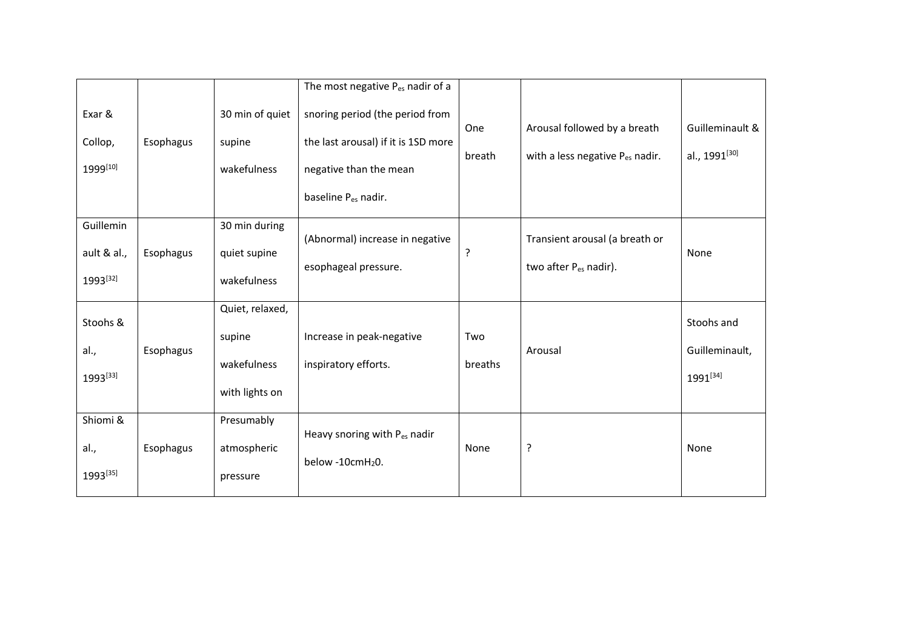| Exar & Collop, 1999[10] | Esophagus | 30 min of quiet supine wakefulness | The most negative $P_{es}$ nadir of a snoring period (the period from the last arousal) if it is 1SD more negative than the mean baseline $P_{es}$ nadir. | One breath | Arousal followed by a breath with a less negative $P_{es}$ nadir. | Guilleminault & al., 1991[30] |
|---|---|---|---|---|---|---|
| Guilleminault & al., 1993[32] | Esophagus | 30 min during quiet supine wakefulness | (Abnormal) increase in negative esophageal pressure. | ? | Transient arousal (a breath or two after $P_{es}$ nadir). | None |
| Stoohs & al., 1993[33] | Esophagus | Quiet, relaxed, supine wakefulness with lights on | Increase in peak-negative inspiratory efforts. | Two breaths | Arousal | Stoohs and Guilleminault, 1991[34] |
| Shiomi & al., 1993[35] | Esophagus | Presumably atmospheric pressure | Heavy snoring with $P_{es}$ nadir below -10cm$H_2$0. | None | ? | None |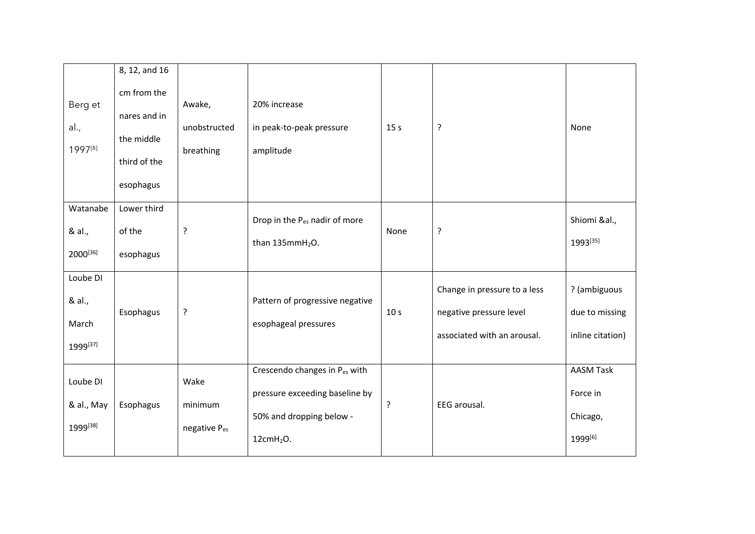| Berg et al., 1997[8] | 8, 12, and 16 cm from the nares and in the middle third of the esophagus | Awake, unobstructed breathing | 20% increase in peak-to-peak pressure amplitude | 15 s | ? | None |
|---|---|---|---|---|---|---|
| Watanabe & al., 2000[36] | Lower third of the esophagus | ? | Drop in the $P_{es}$ nadir of more than 135mm$H_2O$. | None | ? | Shiomi &al., 1993[35] |
| Loube DI & al., March 1999[37] | Esophagus | ? | Pattern of progressive negative esophageal pressures | 10 s | Change in pressure to a less negative pressure level associated with an arousal. | ? (ambiguous due to missing inline citation) |
| Loube DI & al., May 1999[38] | Esophagus | Wake minimum negative $P_{es}$ | Crescendo changes in $P_{es}$ with pressure exceeding baseline by 50% and dropping below -12cm$H_2O$. | ? | EEG arousal. | AASM Task Force in Chicago, 1999[6] |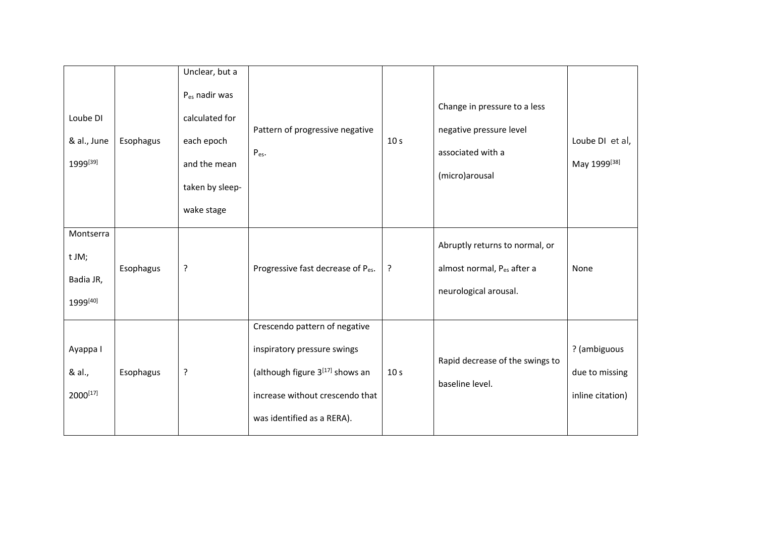| | | | | | | |
|---|---|---|---|---|---|---|
| Loube DI & al., June 1999[39] | Esophagus | Unclear, but a $P_{es}$ nadir was calculated for each epoch and the mean taken by sleep-wake stage | Pattern of progressive negative $P_{es}$. | 10 s | Change in pressure to a less negative pressure level associated with a (micro)arousal | Loube DI et al, May 1999[38] |
| Montserrat JM; Badia JR, 1999[40] | Esophagus | ? | Progressive fast decrease of $P_{es}$. | ? | Abruptly returns to normal, or almost normal, $P_{es}$ after a neurological arousal. | None |
| Ayappa I & al., 2000[17] | Esophagus | ? | Crescendo pattern of negative inspiratory pressure swings (although figure 3[17] shows an increase without crescendo that was identified as a RERA). | 10 s | Rapid decrease of the swings to baseline level. | ? (ambiguous due to missing inline citation) |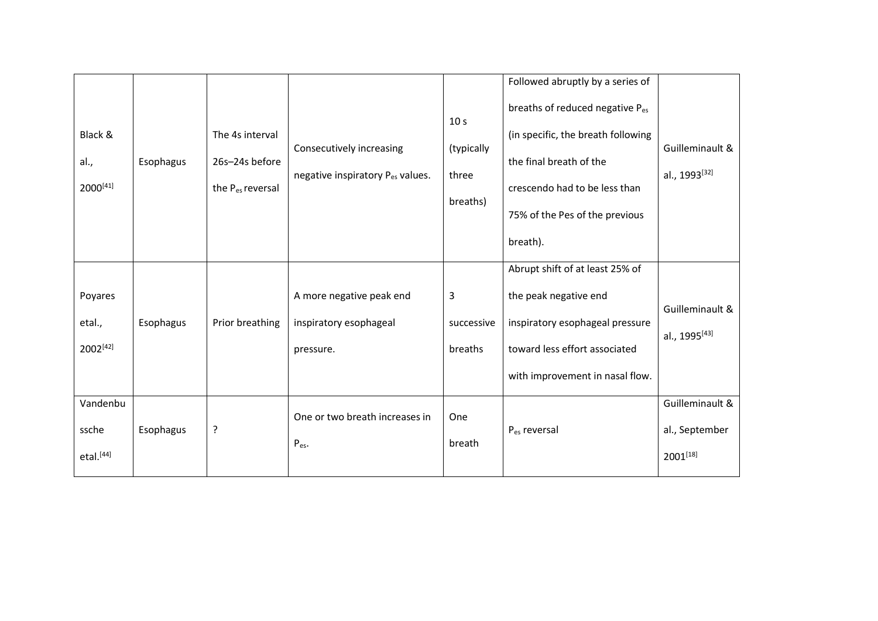| Black & al., 2000[41] | Esophagus | The 4s interval 26s–24s before the $P_{es}$ reversal | Consecutively increasing negative inspiratory $P_{es}$ values. | 10 s (typically three breaths) | Followed abruptly by a series of breaths of reduced negative $P_{es}$ (in specific, the breath following the final breath of the crescendo had to be less than 75% of the Pes of the previous breath). | Guilleminault & al., 1993[32] |
|---|---|---|---|---|---|---|
| Poyares etal., 2002[42] | Esophagus | Prior breathing | A more negative peak end inspiratory esophageal pressure. | 3 successive breaths | Abrupt shift of at least 25% of the peak negative end inspiratory esophageal pressure toward less effort associated with improvement in nasal flow. | Guilleminault & al., 1995[43] |
| Vandenbussche etal.[44] | Esophagus | ? | One or two breath increases in $P_{es}$. | One breath | $P_{es}$ reversal | Guilleminault & al., September 2001[18] |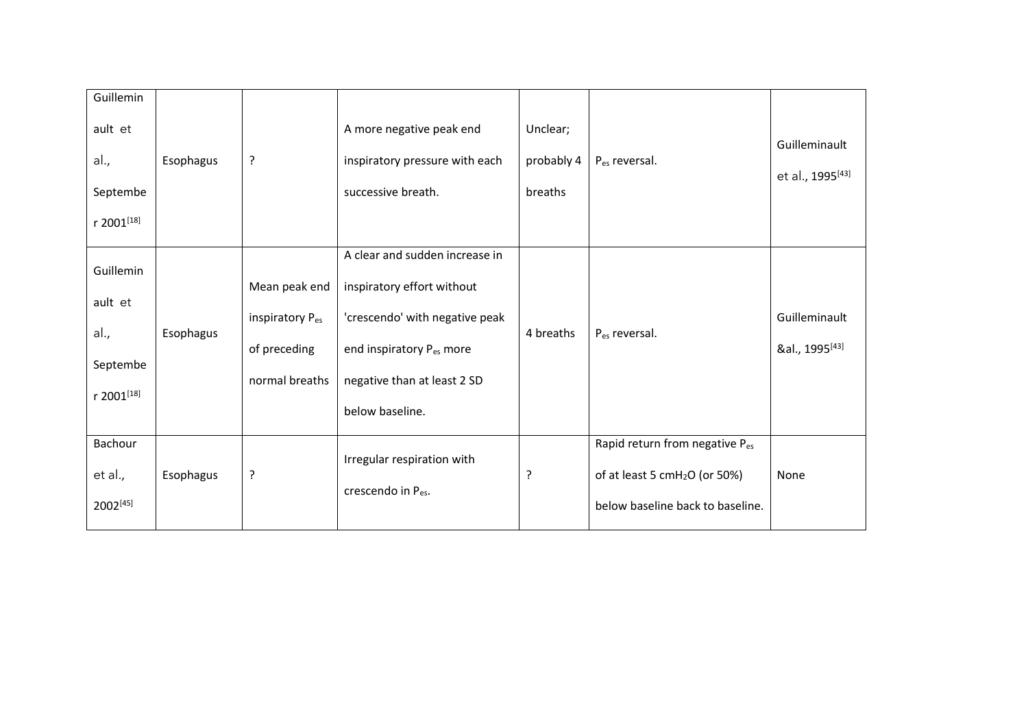| Guilleminault et al., September 2001[18] | Esophagus | ? | A more negative peak end inspiratory pressure with each successive breath. | Unclear; probably 4 breaths | $P_{es}$ reversal. | Guilleminault et al., 1995[43] |
|---|---|---|---|---|---|---|
| Guilleminault et al., September 2001[18] | Esophagus | Mean peak end inspiratory $P_{es}$ of preceding normal breaths | A clear and sudden increase in inspiratory effort without 'crescendo' with negative peak end inspiratory $P_{es}$ more negative than at least 2 SD below baseline. | 4 breaths | $P_{es}$ reversal. | Guilleminault &al., 1995[43] |
| Bachour et al., 2002[45] | Esophagus | ? | Irregular respiration with crescendo in $P_{es}$. | ? | Rapid return from negative $P_{es}$ of at least 5 $cmH_2O$ (or 50%) below baseline back to baseline. | None |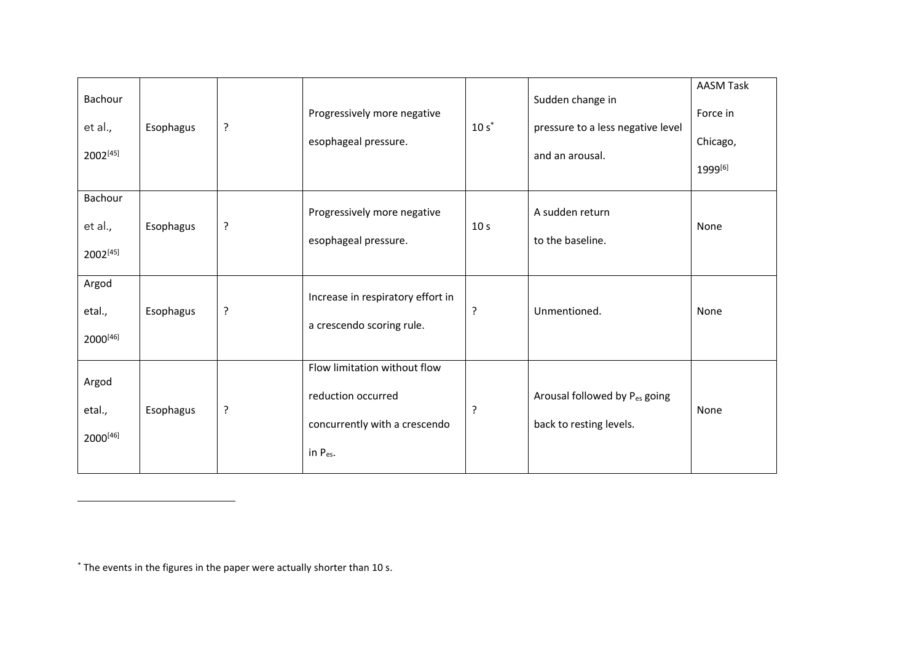| Bachour et al., 2002[45] | Esophagus | ? | Progressively more negative esophageal pressure. | 10 s[*] | Sudden change in pressure to a less negative level and an arousal. | AASM Task Force in Chicago, 1999[6] |
|---|---|---|---|---|---|---|
| Bachour et al., 2002[45] | Esophagus | ? | Progressively more negative esophageal pressure. | 10 s | A sudden return to the baseline. | None |
| Argod etal., 2000[46] | Esophagus | ? | Increase in respiratory effort in a crescendo scoring rule. | ? | Unmentioned. | None |
| Argod etal., 2000[46] | Esophagus | ? | Flow limitation without flow reduction occurred concurrently with a crescendo in $P_{es}$. | ? | Arousal followed by $P_{es}$ going back to resting levels. | None |

[*] The events in the figures in the paper were actually shorter than 10 s.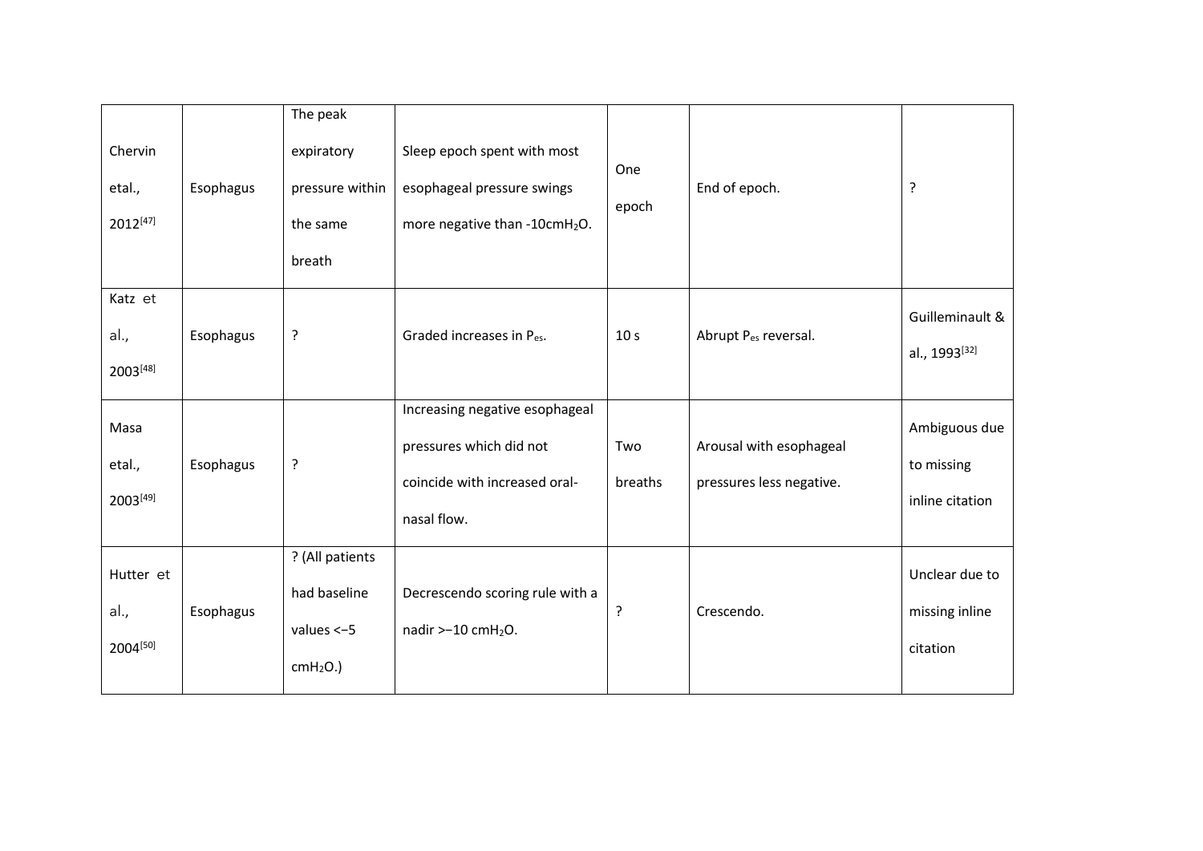| Chervin etal., 2012[47] | Esophagus | The peak expiratory pressure within the same breath | Sleep epoch spent with most esophageal pressure swings more negative than -10cm$H_2O$. | One epoch | End of epoch. | ? |
|---|---|---|---|---|---|---|
| Katz et al., 2003[48] | Esophagus | ? | Graded increases in $P_{es}$. | 10 s | Abrupt $P_{es}$ reversal. | Guilleminault & al., 1993[32] |
| Masa etal., 2003[49] | Esophagus | ? | Increasing negative esophageal pressures which did not coincide with increased oral-nasal flow. | Two breaths | Arousal with esophageal pressures less negative. | Ambiguous due to missing inline citation |
| Hutter et al., 2004[50] | Esophagus | ? (All patients had baseline values <−5 cm$H_2O$.) | Decrescendo scoring rule with a nadir >−10 cm$H_2O$. | ? | Crescendo. | Unclear due to missing inline citation |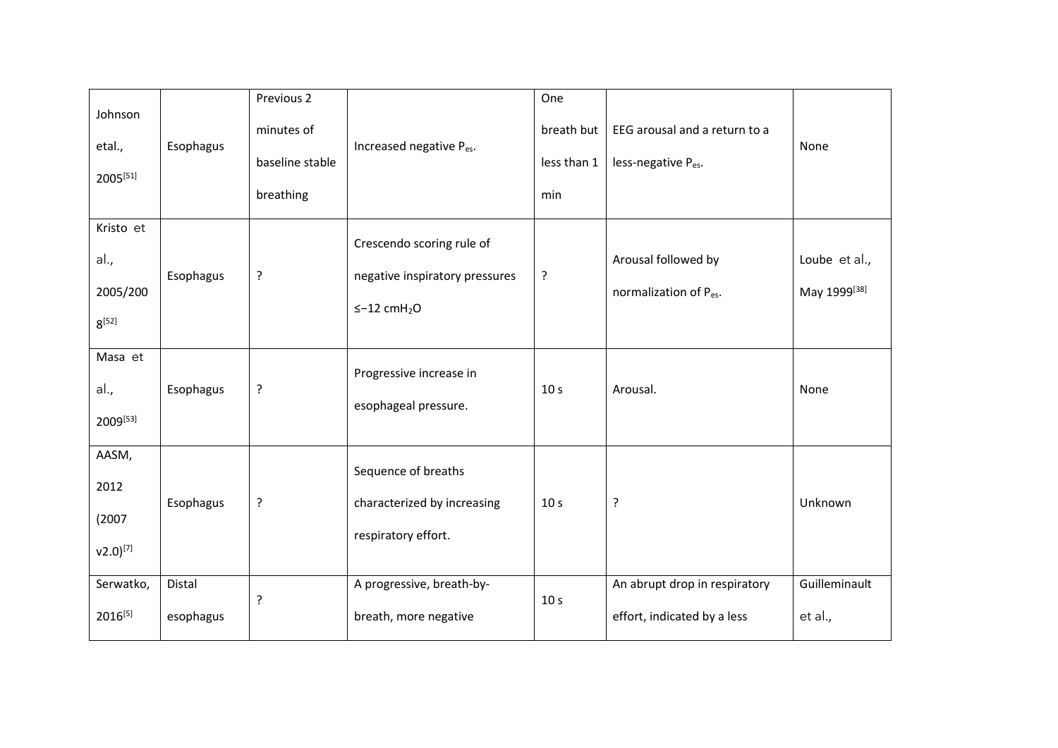| Johnson etal., 2005[51] | Esophagus | Previous 2 minutes of baseline stable breathing | Increased negative $P_{es}$. | One breath but less than 1 min | EEG arousal and a return to a less-negative $P_{es}$. | None |
|---|---|---|---|---|---|---|
| Kristo et al., 2005/2008[52] | Esophagus | ? | Crescendo scoring rule of negative inspiratory pressures ≤−12 $cmH_2O$ | ? | Arousal followed by normalization of $P_{es}$. | Loube et al., May 1999[38] |
| Masa et al., 2009[53] | Esophagus | ? | Progressive increase in esophageal pressure. | 10 s | Arousal. | None |
| AASM, 2012 (2007 v2.0)[7] | Esophagus | ? | Sequence of breaths characterized by increasing respiratory effort. | 10 s | ? | Unknown |
| Serwatko, 2016[5] | Distal esophagus | ? | A progressive, breath-by-breath, more negative | 10 s | An abrupt drop in respiratory effort, indicated by a less | Guilleminault et al., |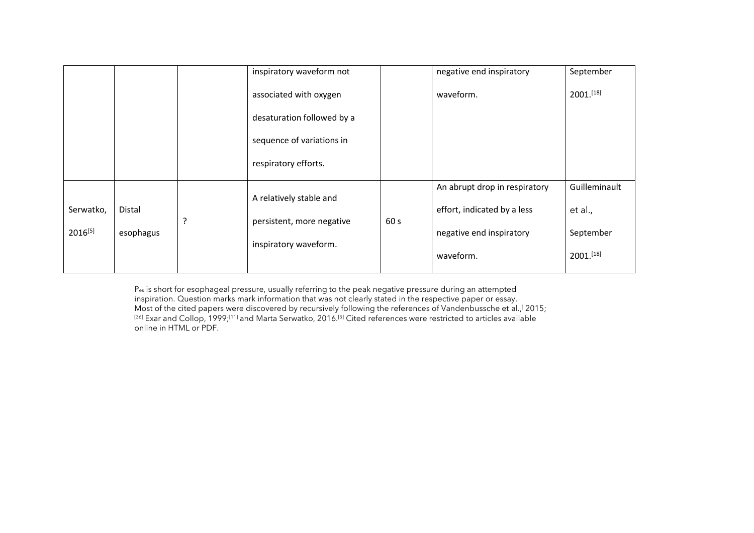| | | | inspiratory waveform not associated with oxygen desaturation followed by a sequence of variations in respiratory efforts. | | negative end inspiratory waveform. | September 2001.[18] |
|---|---|---|---|---|---|---|
| Serwatko, 2016[5] | Distal esophagus | ? | A relatively stable and persistent, more negative inspiratory waveform. | 60 s | An abrupt drop in respiratory effort, indicated by a less negative end inspiratory waveform. | Guilleminault et al., September 2001.[18] |

$P_{es}$ is short for esophageal pressure, usually referring to the peak negative pressure during an attempted inspiration. Question marks mark information that was not clearly stated in the respective paper or essay. Most of the cited papers were discovered by recursively following the references of Vandenbussche et al.,[] 2015;[36] Exar and Collop, 1999;[11] and Marta Serwatko, 2016.[5] Cited references were restricted to articles available online in HTML or PDF.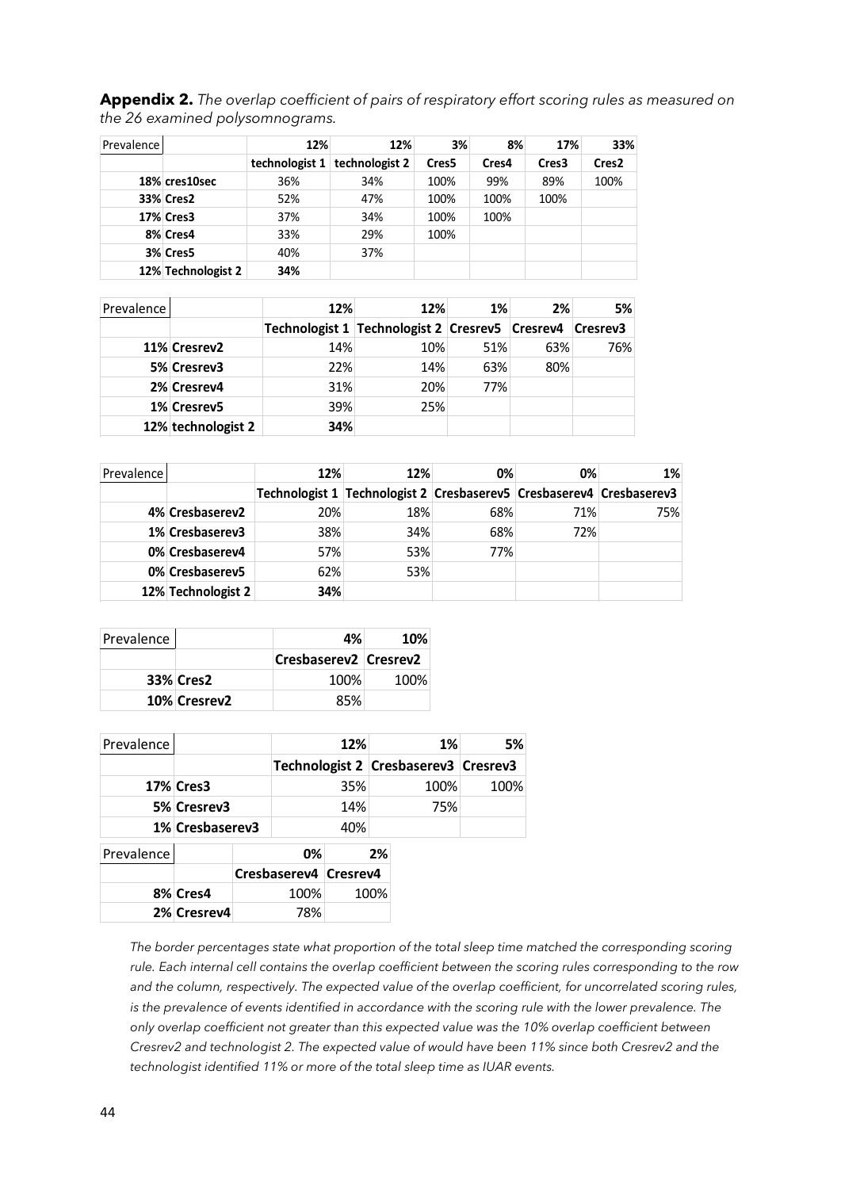**Appendix 2.** *The overlap coefficient of pairs of respiratory effort scoring rules as measured on the 26 examined polysomnograms.*

| Prevalence | | 12% | 12% | 3% | 8% | 17% | 33% |
|---|---|---|---|---|---|---|---|
| | | technologist 1 | technologist 2 | Cres5 | Cres4 | Cres3 | Cres2 |
| 18% | cres10sec | 36% | 34% | 100% | 99% | 89% | 100% |
| 33% | Cres2 | 52% | 47% | 100% | 100% | 100% | |
| 17% | Cres3 | 37% | 34% | 100% | 100% | | |
| 8% | Cres4 | 33% | 29% | 100% | | | |
| 3% | Cres5 | 40% | 37% | | | | |
| 12% | Technologist 2 | 34% | | | | | |

| Prevalence | | 12% | 12% | 1% | 2% | 5% |
|---|---|---|---|---|---|---|
| | | Technologist 1 | Technologist 2 | Cresrev5 | Cresrev4 | Cresrev3 |
| 11% | Cresrev2 | 14% | 10% | 51% | 63% | 76% |
| 5% | Cresrev3 | 22% | 14% | 63% | 80% | |
| 2% | Cresrev4 | 31% | 20% | 77% | | |
| 1% | Cresrev5 | 39% | 25% | | | |
| 12% | technologist 2 | 34% | | | | |

| Prevalence | | 12% | 12% | 0% | 0% | 1% |
|---|---|---|---|---|---|---|
| | | Technologist 1 | Technologist 2 | Cresbaserev5 | Cresbaserev4 | Cresbaserev3 |
| 4% | Cresbaserev2 | 20% | 18% | 68% | 71% | 75% |
| 1% | Cresbaserev3 | 38% | 34% | 68% | 72% | |
| 0% | Cresbaserev4 | 57% | 53% | 77% | | |
| 0% | Cresbaserev5 | 62% | 53% | | | |
| 12% | Technologist 2 | 34% | | | | |

| Prevalence | | 4% | 10% |
|---|---|---|---|
| | | Cresbaserev2 | Cresrev2 |
| 33% | Cres2 | 100% | 100% |
| 10% | Cresrev2 | 85% | |

| Prevalence | | 12% | 1% | 5% |
|---|---|---|---|---|
| | | Technologist 2 | Cresbaserev3 | Cresrev3 |
| 17% | Cres3 | 35% | 100% | 100% |
| 5% | Cresrev3 | 14% | 75% | |
| 1% | Cresbaserev3 | 40% | | |

| Prevalence | | 0% | 2% |
|---|---|---|---|
| | | Cresbaserev4 | Cresrev4 |
| 8% | Cres4 | 100% | 100% |
| 2% | Cresrev4 | 78% | |

*The border percentages state what proportion of the total sleep time matched the corresponding scoring rule. Each internal cell contains the overlap coefficient between the scoring rules corresponding to the row and the column, respectively. The expected value of the overlap coefficient, for uncorrelated scoring rules, is the prevalence of events identified in accordance with the scoring rule with the lower prevalence. The only overlap coefficient not greater than this expected value was the 10% overlap coefficient between Cresrev2 and technologist 2. The expected value of would have been 11% since both Cresrev2 and the technologist identified 11% or more of the total sleep time as IUAR events.*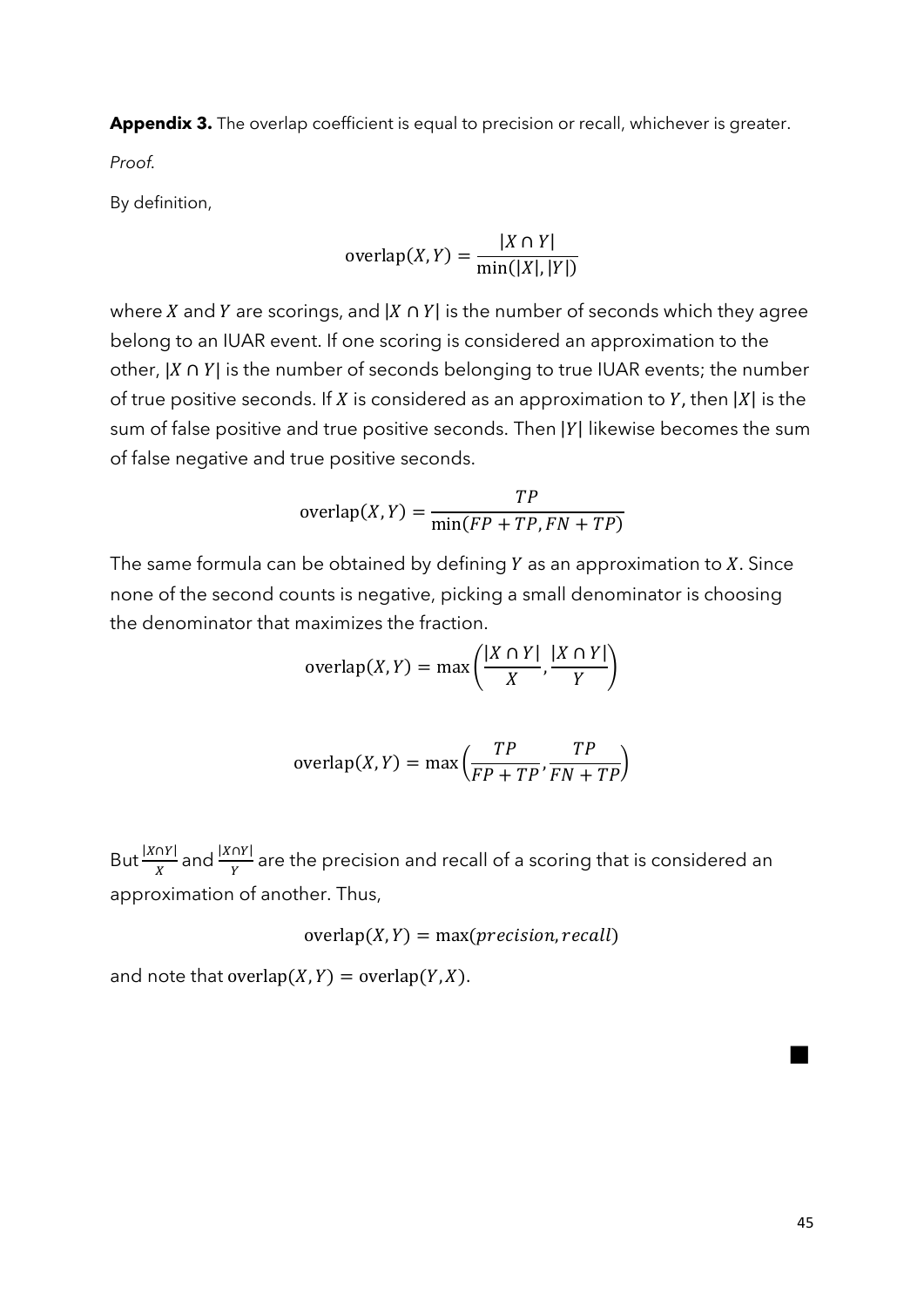**Appendix 3.** The overlap coefficient is equal to precision or recall, whichever is greater.

*Proof.*

By definition,

$$\text{overlap}(X, Y) = \frac{|X \cap Y|}{\min(|X|, |Y|)}$$

where $X$ and $Y$ are scorings, and $|X \cap Y|$ is the number of seconds which they agree belong to an IUAR event. If one scoring is considered an approximation to the other, $|X \cap Y|$ is the number of seconds belonging to true IUAR events; the number of true positive seconds. If $X$ is considered as an approximation to $Y$, then $|X|$ is the sum of false positive and true positive seconds. Then $|Y|$ likewise becomes the sum of false negative and true positive seconds.

$$\text{overlap}(X, Y) = \frac{TP}{\min(FP + TP, FN + TP)}$$

The same formula can be obtained by defining $Y$ as an approximation to $X$. Since none of the second counts is negative, picking a small denominator is choosing the denominator that maximizes the fraction.

$$\text{overlap}(X, Y) = \max\left(\frac{|X \cap Y|}{X}, \frac{|X \cap Y|}{Y}\right)$$

$$\text{overlap}(X, Y) = \max\left(\frac{TP}{FP + TP}, \frac{TP}{FN + TP}\right)$$

But $\frac{|X \cap Y|}{X}$ and $\frac{|X \cap Y|}{Y}$ are the precision and recall of a scoring that is considered an approximation of another. Thus,

$$\text{overlap}(X, Y) = \max(precision, recall)$$

and note that $\text{overlap}(X, Y) = \text{overlap}(Y, X)$.

■